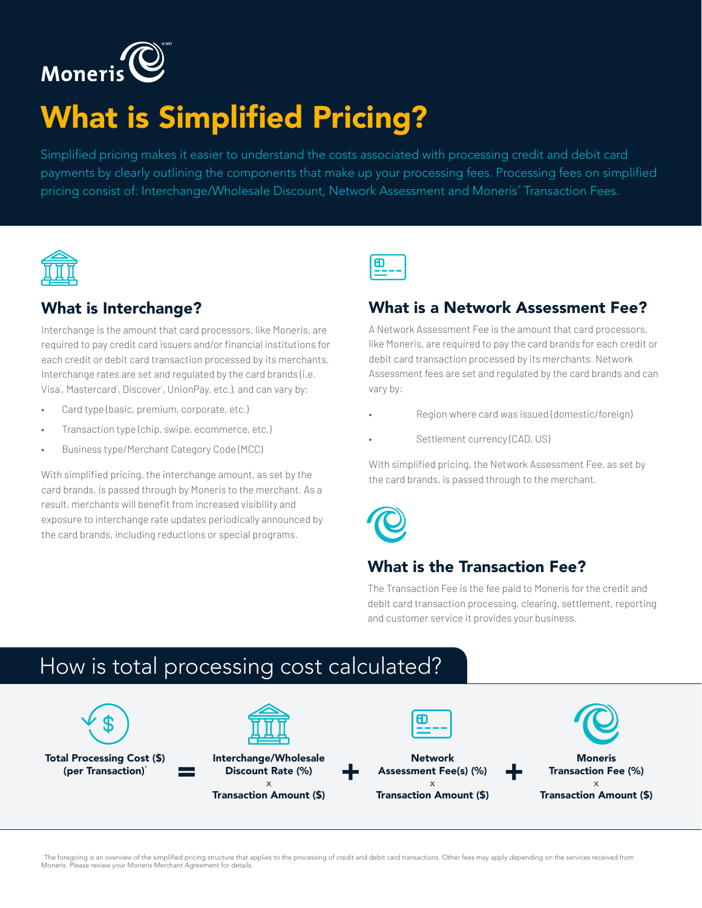# What is Simplified Pricing?

Simplified pricing makes it easier to understand the costs associated with processing credit and debit card payments by clearly outlining the components that make up your processing fees. Processing fees on simplified pricing consist of: Interchange/Wholesale Discount, Network Assessment and Moneris® Transaction Fees.

## What is Interchange?

Interchange is the amount that card processors, like Moneris, are required to pay credit card issuers and/or financial institutions for each credit or debit card transaction processed by its merchants. Interchange rates are set and regulated by the card brands (i.e. Visa®, Mastercard®, Discover®, UnionPay, etc.), and can vary by:

- Card type (basic, premium, corporate, etc.)
- Transaction type (chip, swipe, ecommerce, etc.)
- Business type/Merchant Category Code (MCC)

With simplified pricing, the interchange amount, as set by the card brands, is passed through by Moneris to the merchant. As a result, merchants will benefit from increased visibility and exposure to interchange rate updates periodically announced by the card brands, including reductions or special programs.

## What is a Network Assessment Fee?

A Network Assessment Fee is the amount that card processors, like Moneris, are required to pay the card brands for each credit or debit card transaction processed by its merchants. Network Assessment fees are set and regulated by the card brands and can vary by:

- Region where card was issued (domestic/foreign)
- Settlement currency (CAD, US)

With simplified pricing, the Network Assessment Fee, as set by the card brands, is passed through to the merchant.

## What is the Transaction Fee?

The Transaction Fee is the fee paid to Moneris for the credit and debit card transaction processing, clearing, settlement, reporting and customer service it provides your business.

## How is total processing cost calculated?

**Total Processing Cost ($) (per Transaction)[1]** = **Interchange/Wholesale Discount Rate (%)** x **Transaction Amount ($)** + **Network Assessment Fee(s) (%)** x **Transaction Amount ($)** + **Moneris Transaction Fee (%)** x **Transaction Amount ($)**

[1] The foregoing is an overview of the simplified pricing structure that applies to the processing of credit and debit card transactions. Other fees may apply depending on the services received from Moneris. Please review your Moneris Merchant Agreement for details.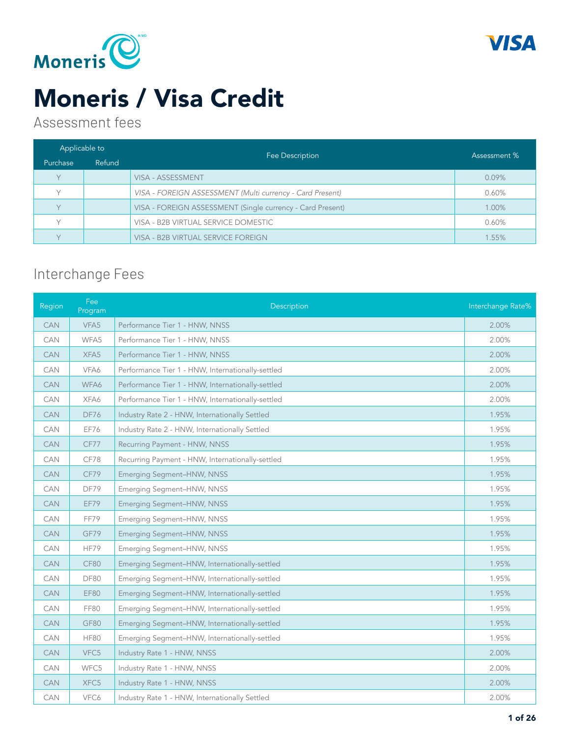# Moneris / Visa Credit

## Assessment fees

| Applicable to | | Fee Description | Assessment % |
|---|---|---|---|
| Purchase | Refund | | |
| Y | | VISA - ASSESSMENT | 0.09% |
| Y | | *VISA - FOREIGN ASSESSMENT (Multi currency - Card Present)* | 0.60% |
| Y | | VISA - FOREIGN ASSESSMENT (Single currency - Card Present) | 1.00% |
| Y | | VISA - B2B VIRTUAL SERVICE DOMESTIC | 0.60% |
| Y | | VISA - B2B VIRTUAL SERVICE FOREIGN | 1.55% |

## Interchange Fees

| Region | Fee Program | Description | Interchange Rate% |
|---|---|---|---|
| CAN | VFA5 | Performance Tier 1 - HNW, NNSS | 2.00% |
| CAN | WFA5 | Performance Tier 1 - HNW, NNSS | 2.00% |
| CAN | XFA5 | Performance Tier 1 - HNW, NNSS | 2.00% |
| CAN | VFA6 | Performance Tier 1 - HNW, Internationally-settled | 2.00% |
| CAN | WFA6 | Performance Tier 1 - HNW, Internationally-settled | 2.00% |
| CAN | XFA6 | Performance Tier 1 - HNW, Internationally-settled | 2.00% |
| CAN | DF76 | Industry Rate 2 - HNW, Internationally Settled | 1.95% |
| CAN | EF76 | Industry Rate 2 - HNW, Internationally Settled | 1.95% |
| CAN | CF77 | Recurring Payment - HNW, NNSS | 1.95% |
| CAN | CF78 | Recurring Payment - HNW, Internationally-settled | 1.95% |
| CAN | CF79 | Emerging Segment–HNW, NNSS | 1.95% |
| CAN | DF79 | Emerging Segment–HNW, NNSS | 1.95% |
| CAN | EF79 | Emerging Segment–HNW, NNSS | 1.95% |
| CAN | FF79 | Emerging Segment–HNW, NNSS | 1.95% |
| CAN | GF79 | Emerging Segment–HNW, NNSS | 1.95% |
| CAN | HF79 | Emerging Segment–HNW, NNSS | 1.95% |
| CAN | CF80 | Emerging Segment–HNW, Internationally-settled | 1.95% |
| CAN | DF80 | Emerging Segment–HNW, Internationally-settled | 1.95% |
| CAN | EF80 | Emerging Segment–HNW, Internationally-settled | 1.95% |
| CAN | FF80 | Emerging Segment–HNW, Internationally-settled | 1.95% |
| CAN | GF80 | Emerging Segment–HNW, Internationally-settled | 1.95% |
| CAN | HF80 | Emerging Segment–HNW, Internationally-settled | 1.95% |
| CAN | VFC5 | Industry Rate 1 - HNW, NNSS | 2.00% |
| CAN | WFC5 | Industry Rate 1 - HNW, NNSS | 2.00% |
| CAN | XFC5 | Industry Rate 1 - HNW, NNSS | 2.00% |
| CAN | VFC6 | Industry Rate 1 - HNW, Internationally Settled | 2.00% |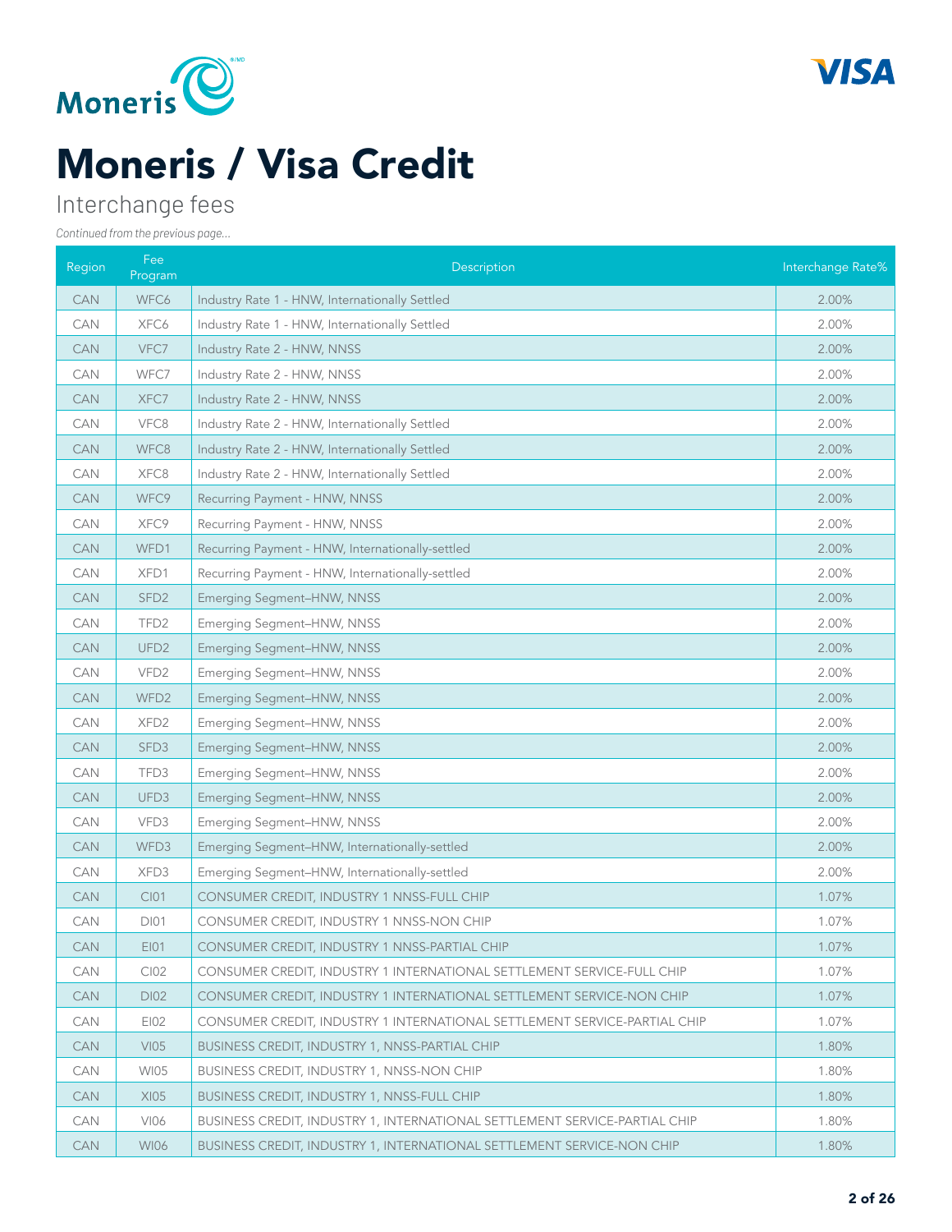# Moneris / Visa Credit

Interchange fees

*Continued from the previous page...*

| Region | Fee Program | Description | Interchange Rate% |
|---|---|---|---|
| CAN | WFC6 | Industry Rate 1 - HNW, Internationally Settled | 2.00% |
| CAN | XFC6 | Industry Rate 1 - HNW, Internationally Settled | 2.00% |
| CAN | VFC7 | Industry Rate 2 - HNW, NNSS | 2.00% |
| CAN | WFC7 | Industry Rate 2 - HNW, NNSS | 2.00% |
| CAN | XFC7 | Industry Rate 2 - HNW, NNSS | 2.00% |
| CAN | VFC8 | Industry Rate 2 - HNW, Internationally Settled | 2.00% |
| CAN | WFC8 | Industry Rate 2 - HNW, Internationally Settled | 2.00% |
| CAN | XFC8 | Industry Rate 2 - HNW, Internationally Settled | 2.00% |
| CAN | WFC9 | Recurring Payment - HNW, NNSS | 2.00% |
| CAN | XFC9 | Recurring Payment - HNW, NNSS | 2.00% |
| CAN | WFD1 | Recurring Payment - HNW, Internationally-settled | 2.00% |
| CAN | XFD1 | Recurring Payment - HNW, Internationally-settled | 2.00% |
| CAN | SFD2 | Emerging Segment–HNW, NNSS | 2.00% |
| CAN | TFD2 | Emerging Segment–HNW, NNSS | 2.00% |
| CAN | UFD2 | Emerging Segment–HNW, NNSS | 2.00% |
| CAN | VFD2 | Emerging Segment–HNW, NNSS | 2.00% |
| CAN | WFD2 | Emerging Segment–HNW, NNSS | 2.00% |
| CAN | XFD2 | Emerging Segment–HNW, NNSS | 2.00% |
| CAN | SFD3 | Emerging Segment–HNW, NNSS | 2.00% |
| CAN | TFD3 | Emerging Segment–HNW, NNSS | 2.00% |
| CAN | UFD3 | Emerging Segment–HNW, NNSS | 2.00% |
| CAN | VFD3 | Emerging Segment–HNW, NNSS | 2.00% |
| CAN | WFD3 | Emerging Segment–HNW, Internationally-settled | 2.00% |
| CAN | XFD3 | Emerging Segment–HNW, Internationally-settled | 2.00% |
| CAN | CI01 | CONSUMER CREDIT, INDUSTRY 1 NNSS-FULL CHIP | 1.07% |
| CAN | DI01 | CONSUMER CREDIT, INDUSTRY 1 NNSS-NON CHIP | 1.07% |
| CAN | EI01 | CONSUMER CREDIT, INDUSTRY 1 NNSS-PARTIAL CHIP | 1.07% |
| CAN | CI02 | CONSUMER CREDIT, INDUSTRY 1 INTERNATIONAL SETTLEMENT SERVICE-FULL CHIP | 1.07% |
| CAN | DI02 | CONSUMER CREDIT, INDUSTRY 1 INTERNATIONAL SETTLEMENT SERVICE-NON CHIP | 1.07% |
| CAN | EI02 | CONSUMER CREDIT, INDUSTRY 1 INTERNATIONAL SETTLEMENT SERVICE-PARTIAL CHIP | 1.07% |
| CAN | VI05 | BUSINESS CREDIT, INDUSTRY 1, NNSS-PARTIAL CHIP | 1.80% |
| CAN | WI05 | BUSINESS CREDIT, INDUSTRY 1, NNSS-NON CHIP | 1.80% |
| CAN | XI05 | BUSINESS CREDIT, INDUSTRY 1, NNSS-FULL CHIP | 1.80% |
| CAN | VI06 | BUSINESS CREDIT, INDUSTRY 1, INTERNATIONAL SETTLEMENT SERVICE-PARTIAL CHIP | 1.80% |
| CAN | WI06 | BUSINESS CREDIT, INDUSTRY 1, INTERNATIONAL SETTLEMENT SERVICE-NON CHIP | 1.80% |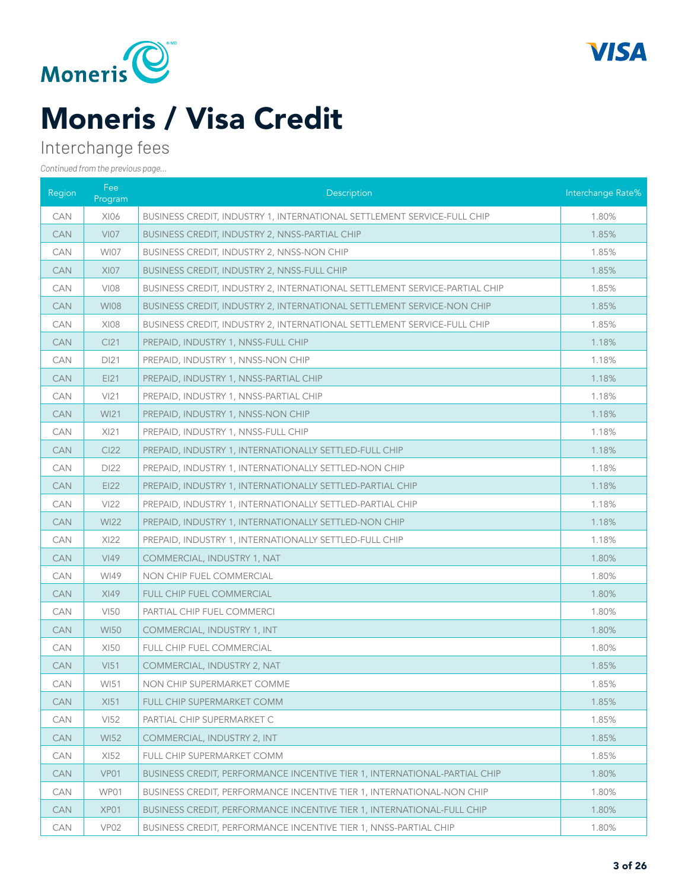# Moneris / Visa Credit

## Interchange fees

*Continued from the previous page...*

| Region | Fee Program | Description | Interchange Rate% |
|---|---|---|---|
| CAN | XI06 | BUSINESS CREDIT, INDUSTRY 1, INTERNATIONAL SETTLEMENT SERVICE-FULL CHIP | 1.80% |
| CAN | VI07 | BUSINESS CREDIT, INDUSTRY 2, NNSS-PARTIAL CHIP | 1.85% |
| CAN | WI07 | BUSINESS CREDIT, INDUSTRY 2, NNSS-NON CHIP | 1.85% |
| CAN | XI07 | BUSINESS CREDIT, INDUSTRY 2, NNSS-FULL CHIP | 1.85% |
| CAN | VI08 | BUSINESS CREDIT, INDUSTRY 2, INTERNATIONAL SETTLEMENT SERVICE-PARTIAL CHIP | 1.85% |
| CAN | WI08 | BUSINESS CREDIT, INDUSTRY 2, INTERNATIONAL SETTLEMENT SERVICE-NON CHIP | 1.85% |
| CAN | XI08 | BUSINESS CREDIT, INDUSTRY 2, INTERNATIONAL SETTLEMENT SERVICE-FULL CHIP | 1.85% |
| CAN | CI21 | PREPAID, INDUSTRY 1, NNSS-FULL CHIP | 1.18% |
| CAN | DI21 | PREPAID, INDUSTRY 1, NNSS-NON CHIP | 1.18% |
| CAN | EI21 | PREPAID, INDUSTRY 1, NNSS-PARTIAL CHIP | 1.18% |
| CAN | VI21 | PREPAID, INDUSTRY 1, NNSS-PARTIAL CHIP | 1.18% |
| CAN | WI21 | PREPAID, INDUSTRY 1, NNSS-NON CHIP | 1.18% |
| CAN | XI21 | PREPAID, INDUSTRY 1, NNSS-FULL CHIP | 1.18% |
| CAN | CI22 | PREPAID, INDUSTRY 1, INTERNATIONALLY SETTLED-FULL CHIP | 1.18% |
| CAN | DI22 | PREPAID, INDUSTRY 1, INTERNATIONALLY SETTLED-NON CHIP | 1.18% |
| CAN | EI22 | PREPAID, INDUSTRY 1, INTERNATIONALLY SETTLED-PARTIAL CHIP | 1.18% |
| CAN | VI22 | PREPAID, INDUSTRY 1, INTERNATIONALLY SETTLED-PARTIAL CHIP | 1.18% |
| CAN | WI22 | PREPAID, INDUSTRY 1, INTERNATIONALLY SETTLED-NON CHIP | 1.18% |
| CAN | XI22 | PREPAID, INDUSTRY 1, INTERNATIONALLY SETTLED-FULL CHIP | 1.18% |
| CAN | VI49 | COMMERCIAL, INDUSTRY 1, NAT | 1.80% |
| CAN | WI49 | NON CHIP FUEL COMMERCIAL | 1.80% |
| CAN | XI49 | FULL CHIP FUEL COMMERCIAL | 1.80% |
| CAN | VI50 | PARTIAL CHIP FUEL COMMERCI | 1.80% |
| CAN | WI50 | COMMERCIAL, INDUSTRY 1, INT | 1.80% |
| CAN | XI50 | FULL CHIP FUEL COMMERCIAL | 1.80% |
| CAN | VI51 | COMMERCIAL, INDUSTRY 2, NAT | 1.85% |
| CAN | WI51 | NON CHIP SUPERMARKET COMME | 1.85% |
| CAN | XI51 | FULL CHIP SUPERMARKET COMM | 1.85% |
| CAN | VI52 | PARTIAL CHIP SUPERMARKET C | 1.85% |
| CAN | WI52 | COMMERCIAL, INDUSTRY 2, INT | 1.85% |
| CAN | XI52 | FULL CHIP SUPERMARKET COMM | 1.85% |
| CAN | VP01 | BUSINESS CREDIT, PERFORMANCE INCENTIVE TIER 1, INTERNATIONAL-PARTIAL CHIP | 1.80% |
| CAN | WP01 | BUSINESS CREDIT, PERFORMANCE INCENTIVE TIER 1, INTERNATIONAL-NON CHIP | 1.80% |
| CAN | XP01 | BUSINESS CREDIT, PERFORMANCE INCENTIVE TIER 1, INTERNATIONAL-FULL CHIP | 1.80% |
| CAN | VP02 | BUSINESS CREDIT, PERFORMANCE INCENTIVE TIER 1, NNSS-PARTIAL CHIP | 1.80% |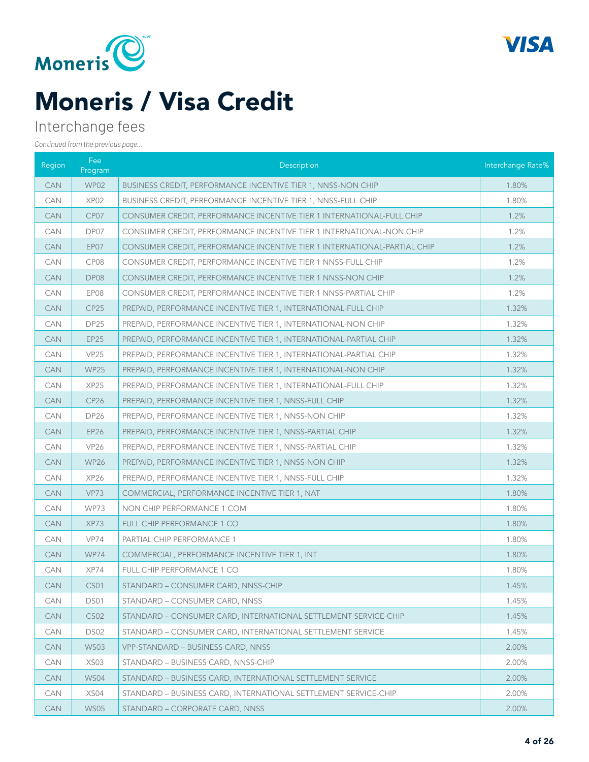# Moneris / Visa Credit

Interchange fees

*Continued from the previous page...*

| Region | Fee Program | Description | Interchange Rate% |
|---|---|---|---|
| CAN | WP02 | BUSINESS CREDIT, PERFORMANCE INCENTIVE TIER 1, NNSS-NON CHIP | 1.80% |
| CAN | XP02 | BUSINESS CREDIT, PERFORMANCE INCENTIVE TIER 1, NNSS-FULL CHIP | 1.80% |
| CAN | CP07 | CONSUMER CREDIT, PERFORMANCE INCENTIVE TIER 1 INTERNATIONAL-FULL CHIP | 1.2% |
| CAN | DP07 | CONSUMER CREDIT, PERFORMANCE INCENTIVE TIER 1 INTERNATIONAL-NON CHIP | 1.2% |
| CAN | EP07 | CONSUMER CREDIT, PERFORMANCE INCENTIVE TIER 1 INTERNATIONAL-PARTIAL CHIP | 1.2% |
| CAN | CP08 | CONSUMER CREDIT, PERFORMANCE INCENTIVE TIER 1 NNSS-FULL CHIP | 1.2% |
| CAN | DP08 | CONSUMER CREDIT, PERFORMANCE INCENTIVE TIER 1 NNSS-NON CHIP | 1.2% |
| CAN | EP08 | CONSUMER CREDIT, PERFORMANCE INCENTIVE TIER 1 NNSS-PARTIAL CHIP | 1.2% |
| CAN | CP25 | PREPAID, PERFORMANCE INCENTIVE TIER 1, INTERNATIONAL-FULL CHIP | 1.32% |
| CAN | DP25 | PREPAID, PERFORMANCE INCENTIVE TIER 1, INTERNATIONAL-NON CHIP | 1.32% |
| CAN | EP25 | PREPAID, PERFORMANCE INCENTIVE TIER 1, INTERNATIONAL-PARTIAL CHIP | 1.32% |
| CAN | VP25 | PREPAID, PERFORMANCE INCENTIVE TIER 1, INTERNATIONAL-PARTIAL CHIP | 1.32% |
| CAN | WP25 | PREPAID, PERFORMANCE INCENTIVE TIER 1, INTERNATIONAL-NON CHIP | 1.32% |
| CAN | XP25 | PREPAID, PERFORMANCE INCENTIVE TIER 1, INTERNATIONAL-FULL CHIP | 1.32% |
| CAN | CP26 | PREPAID, PERFORMANCE INCENTIVE TIER 1, NNSS-FULL CHIP | 1.32% |
| CAN | DP26 | PREPAID, PERFORMANCE INCENTIVE TIER 1, NNSS-NON CHIP | 1.32% |
| CAN | EP26 | PREPAID, PERFORMANCE INCENTIVE TIER 1, NNSS-PARTIAL CHIP | 1.32% |
| CAN | VP26 | PREPAID, PERFORMANCE INCENTIVE TIER 1, NNSS-PARTIAL CHIP | 1.32% |
| CAN | WP26 | PREPAID, PERFORMANCE INCENTIVE TIER 1, NNSS-NON CHIP | 1.32% |
| CAN | XP26 | PREPAID, PERFORMANCE INCENTIVE TIER 1, NNSS-FULL CHIP | 1.32% |
| CAN | VP73 | COMMERCIAL, PERFORMANCE INCENTIVE TIER 1, NAT | 1.80% |
| CAN | WP73 | NON CHIP PERFORMANCE 1 COM | 1.80% |
| CAN | XP73 | FULL CHIP PERFORMANCE 1 CO | 1.80% |
| CAN | VP74 | PARTIAL CHIP PERFORMANCE 1 | 1.80% |
| CAN | WP74 | COMMERCIAL, PERFORMANCE INCENTIVE TIER 1, INT | 1.80% |
| CAN | XP74 | FULL CHIP PERFORMANCE 1 CO | 1.80% |
| CAN | CS01 | STANDARD – CONSUMER CARD, NNSS-CHIP | 1.45% |
| CAN | DS01 | STANDARD – CONSUMER CARD, NNSS | 1.45% |
| CAN | CS02 | STANDARD – CONSUMER CARD, INTERNATIONAL SETTLEMENT SERVICE-CHIP | 1.45% |
| CAN | DS02 | STANDARD – CONSUMER CARD, INTERNATIONAL SETTLEMENT SERVICE | 1.45% |
| CAN | WS03 | VPP-STANDARD – BUSINESS CARD, NNSS | 2.00% |
| CAN | XS03 | STANDARD – BUSINESS CARD, NNSS-CHIP | 2.00% |
| CAN | WS04 | STANDARD – BUSINESS CARD, INTERNATIONAL SETTLEMENT SERVICE | 2.00% |
| CAN | XS04 | STANDARD – BUSINESS CARD, INTERNATIONAL SETTLEMENT SERVICE-CHIP | 2.00% |
| CAN | WS05 | STANDARD – CORPORATE CARD, NNSS | 2.00% |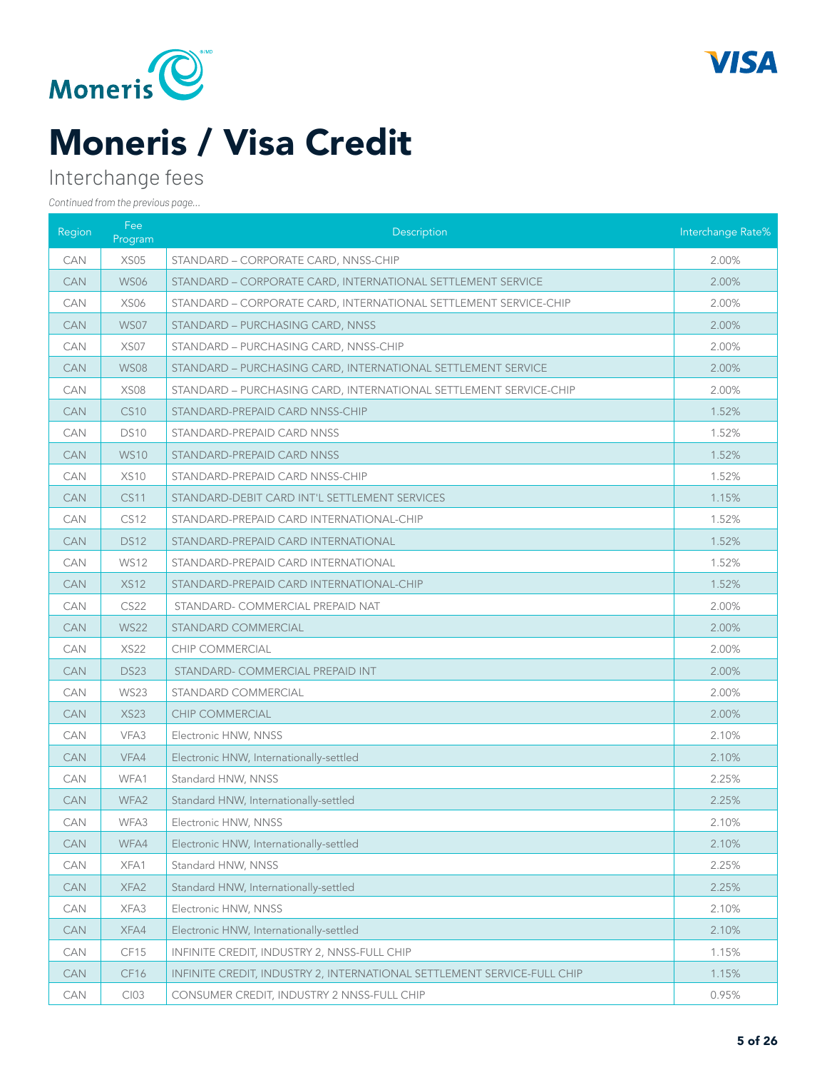# Moneris / Visa Credit

## Interchange fees

*Continued from the previous page...*

| Region | Fee Program | Description | Interchange Rate% |
|---|---|---|---|
| CAN | XS05 | STANDARD – CORPORATE CARD, NNSS-CHIP | 2.00% |
| CAN | WS06 | STANDARD – CORPORATE CARD, INTERNATIONAL SETTLEMENT SERVICE | 2.00% |
| CAN | XS06 | STANDARD – CORPORATE CARD, INTERNATIONAL SETTLEMENT SERVICE-CHIP | 2.00% |
| CAN | WS07 | STANDARD – PURCHASING CARD, NNSS | 2.00% |
| CAN | XS07 | STANDARD – PURCHASING CARD, NNSS-CHIP | 2.00% |
| CAN | WS08 | STANDARD – PURCHASING CARD, INTERNATIONAL SETTLEMENT SERVICE | 2.00% |
| CAN | XS08 | STANDARD – PURCHASING CARD, INTERNATIONAL SETTLEMENT SERVICE-CHIP | 2.00% |
| CAN | CS10 | STANDARD-PREPAID CARD NNSS-CHIP | 1.52% |
| CAN | DS10 | STANDARD-PREPAID CARD NNSS | 1.52% |
| CAN | WS10 | STANDARD-PREPAID CARD NNSS | 1.52% |
| CAN | XS10 | STANDARD-PREPAID CARD NNSS-CHIP | 1.52% |
| CAN | CS11 | STANDARD-DEBIT CARD INT'L SETTLEMENT SERVICES | 1.15% |
| CAN | CS12 | STANDARD-PREPAID CARD INTERNATIONAL-CHIP | 1.52% |
| CAN | DS12 | STANDARD-PREPAID CARD INTERNATIONAL | 1.52% |
| CAN | WS12 | STANDARD-PREPAID CARD INTERNATIONAL | 1.52% |
| CAN | XS12 | STANDARD-PREPAID CARD INTERNATIONAL-CHIP | 1.52% |
| CAN | CS22 | STANDARD- COMMERCIAL PREPAID NAT | 2.00% |
| CAN | WS22 | STANDARD COMMERCIAL | 2.00% |
| CAN | XS22 | CHIP COMMERCIAL | 2.00% |
| CAN | DS23 | STANDARD- COMMERCIAL PREPAID INT | 2.00% |
| CAN | WS23 | STANDARD COMMERCIAL | 2.00% |
| CAN | XS23 | CHIP COMMERCIAL | 2.00% |
| CAN | VFA3 | Electronic HNW, NNSS | 2.10% |
| CAN | VFA4 | Electronic HNW, Internationally-settled | 2.10% |
| CAN | WFA1 | Standard HNW, NNSS | 2.25% |
| CAN | WFA2 | Standard HNW, Internationally-settled | 2.25% |
| CAN | WFA3 | Electronic HNW, NNSS | 2.10% |
| CAN | WFA4 | Electronic HNW, Internationally-settled | 2.10% |
| CAN | XFA1 | Standard HNW, NNSS | 2.25% |
| CAN | XFA2 | Standard HNW, Internationally-settled | 2.25% |
| CAN | XFA3 | Electronic HNW, NNSS | 2.10% |
| CAN | XFA4 | Electronic HNW, Internationally-settled | 2.10% |
| CAN | CF15 | INFINITE CREDIT, INDUSTRY 2, NNSS-FULL CHIP | 1.15% |
| CAN | CF16 | INFINITE CREDIT, INDUSTRY 2, INTERNATIONAL SETTLEMENT SERVICE-FULL CHIP | 1.15% |
| CAN | CI03 | CONSUMER CREDIT, INDUSTRY 2 NNSS-FULL CHIP | 0.95% |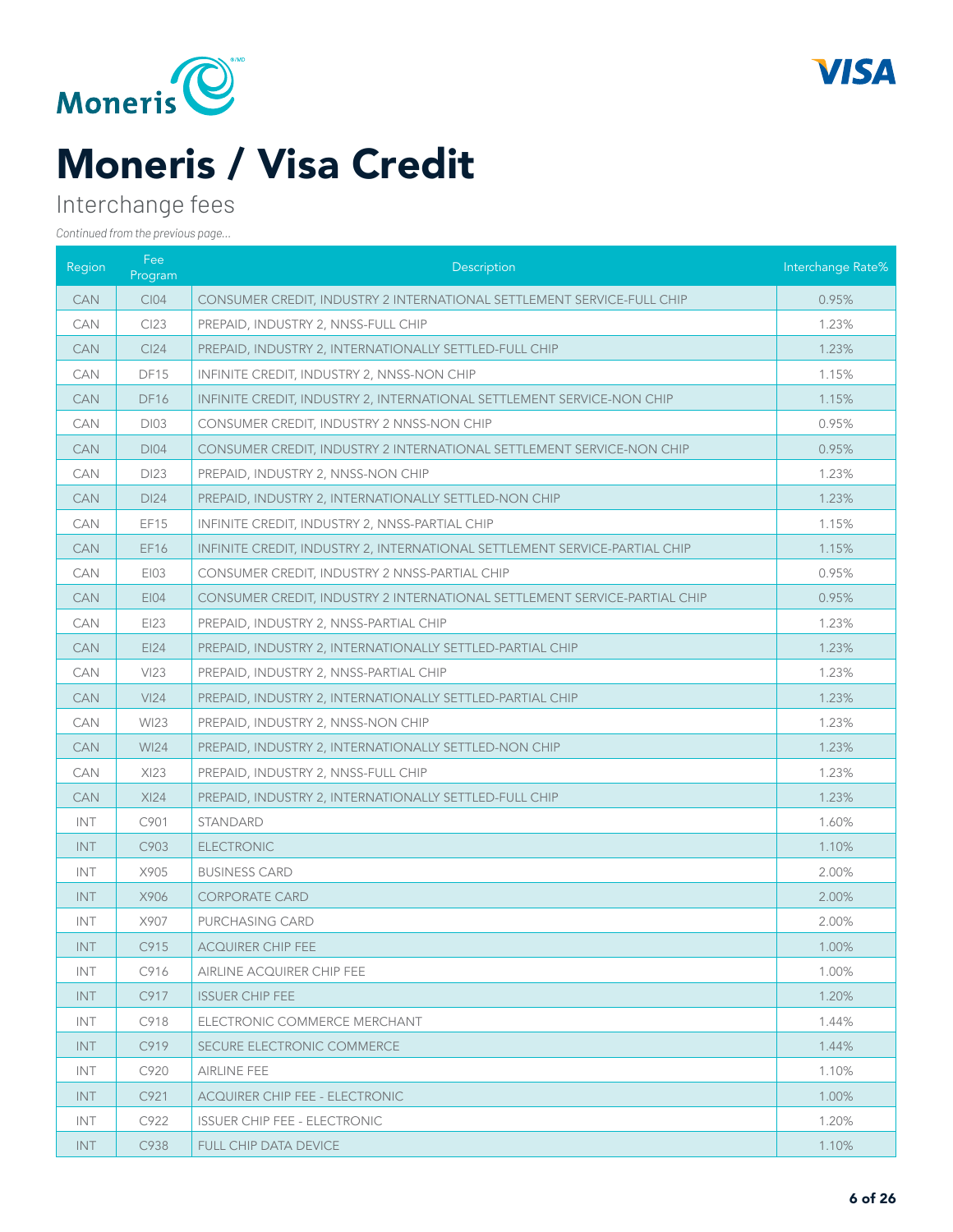# Moneris / Visa Credit

## Interchange fees

*Continued from the previous page...*

| Region | Fee Program | Description | Interchange Rate% |
|---|---|---|---|
| CAN | CI04 | CONSUMER CREDIT, INDUSTRY 2 INTERNATIONAL SETTLEMENT SERVICE-FULL CHIP | 0.95% |
| CAN | CI23 | PREPAID, INDUSTRY 2, NNSS-FULL CHIP | 1.23% |
| CAN | CI24 | PREPAID, INDUSTRY 2, INTERNATIONALLY SETTLED-FULL CHIP | 1.23% |
| CAN | DF15 | INFINITE CREDIT, INDUSTRY 2, NNSS-NON CHIP | 1.15% |
| CAN | DF16 | INFINITE CREDIT, INDUSTRY 2, INTERNATIONAL SETTLEMENT SERVICE-NON CHIP | 1.15% |
| CAN | DI03 | CONSUMER CREDIT, INDUSTRY 2 NNSS-NON CHIP | 0.95% |
| CAN | DI04 | CONSUMER CREDIT, INDUSTRY 2 INTERNATIONAL SETTLEMENT SERVICE-NON CHIP | 0.95% |
| CAN | DI23 | PREPAID, INDUSTRY 2, NNSS-NON CHIP | 1.23% |
| CAN | DI24 | PREPAID, INDUSTRY 2, INTERNATIONALLY SETTLED-NON CHIP | 1.23% |
| CAN | EF15 | INFINITE CREDIT, INDUSTRY 2, NNSS-PARTIAL CHIP | 1.15% |
| CAN | EF16 | INFINITE CREDIT, INDUSTRY 2, INTERNATIONAL SETTLEMENT SERVICE-PARTIAL CHIP | 1.15% |
| CAN | EI03 | CONSUMER CREDIT, INDUSTRY 2 NNSS-PARTIAL CHIP | 0.95% |
| CAN | EI04 | CONSUMER CREDIT, INDUSTRY 2 INTERNATIONAL SETTLEMENT SERVICE-PARTIAL CHIP | 0.95% |
| CAN | EI23 | PREPAID, INDUSTRY 2, NNSS-PARTIAL CHIP | 1.23% |
| CAN | EI24 | PREPAID, INDUSTRY 2, INTERNATIONALLY SETTLED-PARTIAL CHIP | 1.23% |
| CAN | VI23 | PREPAID, INDUSTRY 2, NNSS-PARTIAL CHIP | 1.23% |
| CAN | VI24 | PREPAID, INDUSTRY 2, INTERNATIONALLY SETTLED-PARTIAL CHIP | 1.23% |
| CAN | WI23 | PREPAID, INDUSTRY 2, NNSS-NON CHIP | 1.23% |
| CAN | WI24 | PREPAID, INDUSTRY 2, INTERNATIONALLY SETTLED-NON CHIP | 1.23% |
| CAN | XI23 | PREPAID, INDUSTRY 2, NNSS-FULL CHIP | 1.23% |
| CAN | XI24 | PREPAID, INDUSTRY 2, INTERNATIONALLY SETTLED-FULL CHIP | 1.23% |
| INT | C901 | STANDARD | 1.60% |
| INT | C903 | ELECTRONIC | 1.10% |
| INT | X905 | BUSINESS CARD | 2.00% |
| INT | X906 | CORPORATE CARD | 2.00% |
| INT | X907 | PURCHASING CARD | 2.00% |
| INT | C915 | ACQUIRER CHIP FEE | 1.00% |
| INT | C916 | AIRLINE ACQUIRER CHIP FEE | 1.00% |
| INT | C917 | ISSUER CHIP FEE | 1.20% |
| INT | C918 | ELECTRONIC COMMERCE MERCHANT | 1.44% |
| INT | C919 | SECURE ELECTRONIC COMMERCE | 1.44% |
| INT | C920 | AIRLINE FEE | 1.10% |
| INT | C921 | ACQUIRER CHIP FEE - ELECTRONIC | 1.00% |
| INT | C922 | ISSUER CHIP FEE - ELECTRONIC | 1.20% |
| INT | C938 | FULL CHIP DATA DEVICE | 1.10% |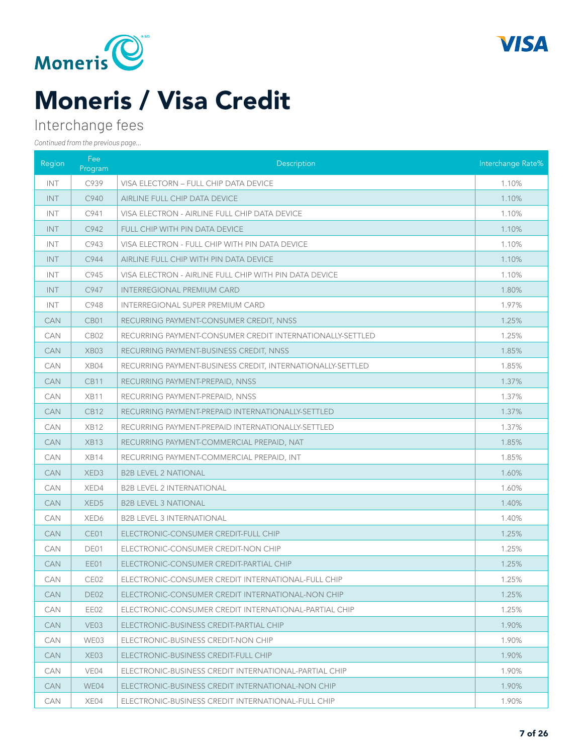# Moneris / Visa Credit

Interchange fees

*Continued from the previous page...*

| Region | Fee Program | Description | Interchange Rate% |
|---|---|---|---|
| INT | C939 | VISA ELECTORN – FULL CHIP DATA DEVICE | 1.10% |
| INT | C940 | AIRLINE FULL CHIP DATA DEVICE | 1.10% |
| INT | C941 | VISA ELECTRON - AIRLINE FULL CHIP DATA DEVICE | 1.10% |
| INT | C942 | FULL CHIP WITH PIN DATA DEVICE | 1.10% |
| INT | C943 | VISA ELECTRON - FULL CHIP WITH PIN DATA DEVICE | 1.10% |
| INT | C944 | AIRLINE FULL CHIP WITH PIN DATA DEVICE | 1.10% |
| INT | C945 | VISA ELECTRON - AIRLINE FULL CHIP WITH PIN DATA DEVICE | 1.10% |
| INT | C947 | INTERREGIONAL PREMIUM CARD | 1.80% |
| INT | C948 | INTERREGIONAL SUPER PREMIUM CARD | 1.97% |
| CAN | CB01 | RECURRING PAYMENT-CONSUMER CREDIT, NNSS | 1.25% |
| CAN | CB02 | RECURRING PAYMENT-CONSUMER CREDIT INTERNATIONALLY-SETTLED | 1.25% |
| CAN | XB03 | RECURRING PAYMENT-BUSINESS CREDIT, NNSS | 1.85% |
| CAN | XB04 | RECURRING PAYMENT-BUSINESS CREDIT, INTERNATIONALLY-SETTLED | 1.85% |
| CAN | CB11 | RECURRING PAYMENT-PREPAID, NNSS | 1.37% |
| CAN | XB11 | RECURRING PAYMENT-PREPAID, NNSS | 1.37% |
| CAN | CB12 | RECURRING PAYMENT-PREPAID INTERNATIONALLY-SETTLED | 1.37% |
| CAN | XB12 | RECURRING PAYMENT-PREPAID INTERNATIONALLY-SETTLED | 1.37% |
| CAN | XB13 | RECURRING PAYMENT-COMMERCIAL PREPAID, NAT | 1.85% |
| CAN | XB14 | RECURRING PAYMENT-COMMERCIAL PREPAID, INT | 1.85% |
| CAN | XED3 | B2B LEVEL 2 NATIONAL | 1.60% |
| CAN | XED4 | B2B LEVEL 2 INTERNATIONAL | 1.60% |
| CAN | XED5 | B2B LEVEL 3 NATIONAL | 1.40% |
| CAN | XED6 | B2B LEVEL 3 INTERNATIONAL | 1.40% |
| CAN | CE01 | ELECTRONIC-CONSUMER CREDIT-FULL CHIP | 1.25% |
| CAN | DE01 | ELECTRONIC-CONSUMER CREDIT-NON CHIP | 1.25% |
| CAN | EE01 | ELECTRONIC-CONSUMER CREDIT-PARTIAL CHIP | 1.25% |
| CAN | CE02 | ELECTRONIC-CONSUMER CREDIT INTERNATIONAL-FULL CHIP | 1.25% |
| CAN | DE02 | ELECTRONIC-CONSUMER CREDIT INTERNATIONAL-NON CHIP | 1.25% |
| CAN | EE02 | ELECTRONIC-CONSUMER CREDIT INTERNATIONAL-PARTIAL CHIP | 1.25% |
| CAN | VE03 | ELECTRONIC-BUSINESS CREDIT-PARTIAL CHIP | 1.90% |
| CAN | WE03 | ELECTRONIC-BUSINESS CREDIT-NON CHIP | 1.90% |
| CAN | XE03 | ELECTRONIC-BUSINESS CREDIT-FULL CHIP | 1.90% |
| CAN | VE04 | ELECTRONIC-BUSINESS CREDIT INTERNATIONAL-PARTIAL CHIP | 1.90% |
| CAN | WE04 | ELECTRONIC-BUSINESS CREDIT INTERNATIONAL-NON CHIP | 1.90% |
| CAN | XE04 | ELECTRONIC-BUSINESS CREDIT INTERNATIONAL-FULL CHIP | 1.90% |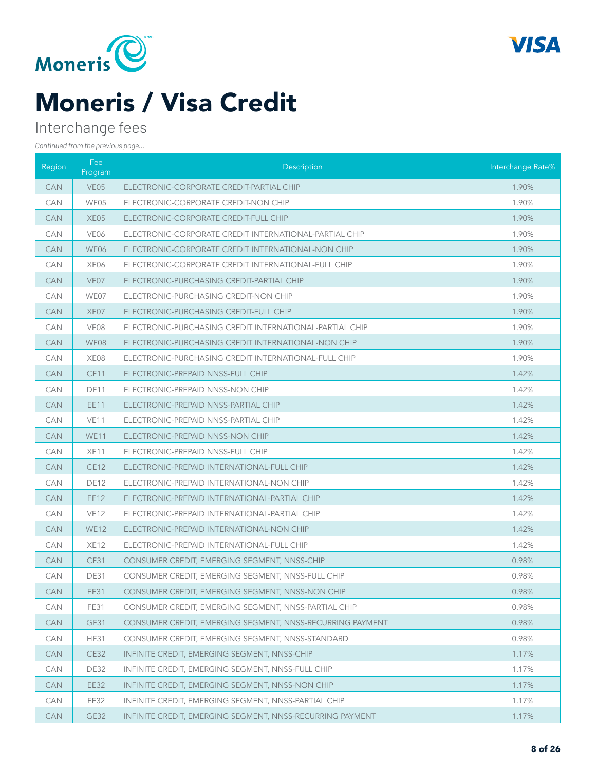# Moneris / Visa Credit

Interchange fees

*Continued from the previous page...*

| Region | Fee Program | Description | Interchange Rate% |
|---|---|---|---|
| CAN | VE05 | ELECTRONIC-CORPORATE CREDIT-PARTIAL CHIP | 1.90% |
| CAN | WE05 | ELECTRONIC-CORPORATE CREDIT-NON CHIP | 1.90% |
| CAN | XE05 | ELECTRONIC-CORPORATE CREDIT-FULL CHIP | 1.90% |
| CAN | VE06 | ELECTRONIC-CORPORATE CREDIT INTERNATIONAL-PARTIAL CHIP | 1.90% |
| CAN | WE06 | ELECTRONIC-CORPORATE CREDIT INTERNATIONAL-NON CHIP | 1.90% |
| CAN | XE06 | ELECTRONIC-CORPORATE CREDIT INTERNATIONAL-FULL CHIP | 1.90% |
| CAN | VE07 | ELECTRONIC-PURCHASING CREDIT-PARTIAL CHIP | 1.90% |
| CAN | WE07 | ELECTRONIC-PURCHASING CREDIT-NON CHIP | 1.90% |
| CAN | XE07 | ELECTRONIC-PURCHASING CREDIT-FULL CHIP | 1.90% |
| CAN | VE08 | ELECTRONIC-PURCHASING CREDIT INTERNATIONAL-PARTIAL CHIP | 1.90% |
| CAN | WE08 | ELECTRONIC-PURCHASING CREDIT INTERNATIONAL-NON CHIP | 1.90% |
| CAN | XE08 | ELECTRONIC-PURCHASING CREDIT INTERNATIONAL-FULL CHIP | 1.90% |
| CAN | CE11 | ELECTRONIC-PREPAID NNSS-FULL CHIP | 1.42% |
| CAN | DE11 | ELECTRONIC-PREPAID NNSS-NON CHIP | 1.42% |
| CAN | EE11 | ELECTRONIC-PREPAID NNSS-PARTIAL CHIP | 1.42% |
| CAN | VE11 | ELECTRONIC-PREPAID NNSS-PARTIAL CHIP | 1.42% |
| CAN | WE11 | ELECTRONIC-PREPAID NNSS-NON CHIP | 1.42% |
| CAN | XE11 | ELECTRONIC-PREPAID NNSS-FULL CHIP | 1.42% |
| CAN | CE12 | ELECTRONIC-PREPAID INTERNATIONAL-FULL CHIP | 1.42% |
| CAN | DE12 | ELECTRONIC-PREPAID INTERNATIONAL-NON CHIP | 1.42% |
| CAN | EE12 | ELECTRONIC-PREPAID INTERNATIONAL-PARTIAL CHIP | 1.42% |
| CAN | VE12 | ELECTRONIC-PREPAID INTERNATIONAL-PARTIAL CHIP | 1.42% |
| CAN | WE12 | ELECTRONIC-PREPAID INTERNATIONAL-NON CHIP | 1.42% |
| CAN | XE12 | ELECTRONIC-PREPAID INTERNATIONAL-FULL CHIP | 1.42% |
| CAN | CE31 | CONSUMER CREDIT, EMERGING SEGMENT, NNSS-CHIP | 0.98% |
| CAN | DE31 | CONSUMER CREDIT, EMERGING SEGMENT, NNSS-FULL CHIP | 0.98% |
| CAN | EE31 | CONSUMER CREDIT, EMERGING SEGMENT, NNSS-NON CHIP | 0.98% |
| CAN | FE31 | CONSUMER CREDIT, EMERGING SEGMENT, NNSS-PARTIAL CHIP | 0.98% |
| CAN | GE31 | CONSUMER CREDIT, EMERGING SEGMENT, NNSS-RECURRING PAYMENT | 0.98% |
| CAN | HE31 | CONSUMER CREDIT, EMERGING SEGMENT, NNSS-STANDARD | 0.98% |
| CAN | CE32 | INFINITE CREDIT, EMERGING SEGMENT, NNSS-CHIP | 1.17% |
| CAN | DE32 | INFINITE CREDIT, EMERGING SEGMENT, NNSS-FULL CHIP | 1.17% |
| CAN | EE32 | INFINITE CREDIT, EMERGING SEGMENT, NNSS-NON CHIP | 1.17% |
| CAN | FE32 | INFINITE CREDIT, EMERGING SEGMENT, NNSS-PARTIAL CHIP | 1.17% |
| CAN | GE32 | INFINITE CREDIT, EMERGING SEGMENT, NNSS-RECURRING PAYMENT | 1.17% |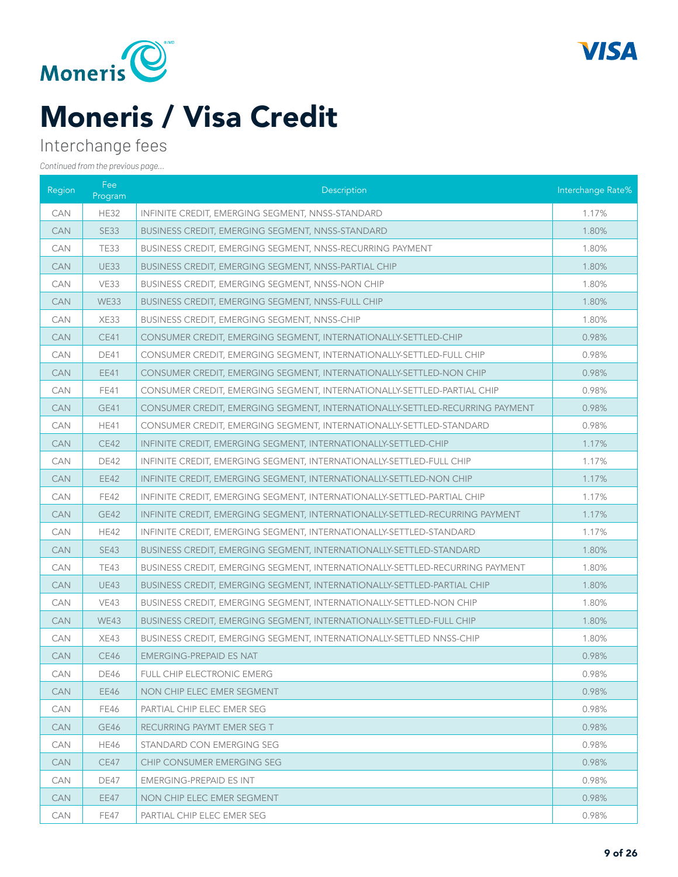# Moneris / Visa Credit

## Interchange fees

*Continued from the previous page...*

| Region | Fee Program | Description | Interchange Rate% |
|---|---|---|---|
| CAN | HE32 | INFINITE CREDIT, EMERGING SEGMENT, NNSS-STANDARD | 1.17% |
| CAN | SE33 | BUSINESS CREDIT, EMERGING SEGMENT, NNSS-STANDARD | 1.80% |
| CAN | TE33 | BUSINESS CREDIT, EMERGING SEGMENT, NNSS-RECURRING PAYMENT | 1.80% |
| CAN | UE33 | BUSINESS CREDIT, EMERGING SEGMENT, NNSS-PARTIAL CHIP | 1.80% |
| CAN | VE33 | BUSINESS CREDIT, EMERGING SEGMENT, NNSS-NON CHIP | 1.80% |
| CAN | WE33 | BUSINESS CREDIT, EMERGING SEGMENT, NNSS-FULL CHIP | 1.80% |
| CAN | XE33 | BUSINESS CREDIT, EMERGING SEGMENT, NNSS-CHIP | 1.80% |
| CAN | CE41 | CONSUMER CREDIT, EMERGING SEGMENT, INTERNATIONALLY-SETTLED-CHIP | 0.98% |
| CAN | DE41 | CONSUMER CREDIT, EMERGING SEGMENT, INTERNATIONALLY-SETTLED-FULL CHIP | 0.98% |
| CAN | EE41 | CONSUMER CREDIT, EMERGING SEGMENT, INTERNATIONALLY-SETTLED-NON CHIP | 0.98% |
| CAN | FE41 | CONSUMER CREDIT, EMERGING SEGMENT, INTERNATIONALLY-SETTLED-PARTIAL CHIP | 0.98% |
| CAN | GE41 | CONSUMER CREDIT, EMERGING SEGMENT, INTERNATIONALLY-SETTLED-RECURRING PAYMENT | 0.98% |
| CAN | HE41 | CONSUMER CREDIT, EMERGING SEGMENT, INTERNATIONALLY-SETTLED-STANDARD | 0.98% |
| CAN | CE42 | INFINITE CREDIT, EMERGING SEGMENT, INTERNATIONALLY-SETTLED-CHIP | 1.17% |
| CAN | DE42 | INFINITE CREDIT, EMERGING SEGMENT, INTERNATIONALLY-SETTLED-FULL CHIP | 1.17% |
| CAN | EE42 | INFINITE CREDIT, EMERGING SEGMENT, INTERNATIONALLY-SETTLED-NON CHIP | 1.17% |
| CAN | FE42 | INFINITE CREDIT, EMERGING SEGMENT, INTERNATIONALLY-SETTLED-PARTIAL CHIP | 1.17% |
| CAN | GE42 | INFINITE CREDIT, EMERGING SEGMENT, INTERNATIONALLY-SETTLED-RECURRING PAYMENT | 1.17% |
| CAN | HE42 | INFINITE CREDIT, EMERGING SEGMENT, INTERNATIONALLY-SETTLED-STANDARD | 1.17% |
| CAN | SE43 | BUSINESS CREDIT, EMERGING SEGMENT, INTERNATIONALLY-SETTLED-STANDARD | 1.80% |
| CAN | TE43 | BUSINESS CREDIT, EMERGING SEGMENT, INTERNATIONALLY-SETTLED-RECURRING PAYMENT | 1.80% |
| CAN | UE43 | BUSINESS CREDIT, EMERGING SEGMENT, INTERNATIONALLY-SETTLED-PARTIAL CHIP | 1.80% |
| CAN | VE43 | BUSINESS CREDIT, EMERGING SEGMENT, INTERNATIONALLY-SETTLED-NON CHIP | 1.80% |
| CAN | WE43 | BUSINESS CREDIT, EMERGING SEGMENT, INTERNATIONALLY-SETTLED-FULL CHIP | 1.80% |
| CAN | XE43 | BUSINESS CREDIT, EMERGING SEGMENT, INTERNATIONALLY-SETTLED NNSS-CHIP | 1.80% |
| CAN | CE46 | EMERGING-PREPAID ES NAT | 0.98% |
| CAN | DE46 | FULL CHIP ELECTRONIC EMERG | 0.98% |
| CAN | EE46 | NON CHIP ELEC EMER SEGMENT | 0.98% |
| CAN | FE46 | PARTIAL CHIP ELEC EMER SEG | 0.98% |
| CAN | GE46 | RECURRING PAYMT EMER SEG T | 0.98% |
| CAN | HE46 | STANDARD CON EMERGING SEG | 0.98% |
| CAN | CE47 | CHIP CONSUMER EMERGING SEG | 0.98% |
| CAN | DE47 | EMERGING-PREPAID ES INT | 0.98% |
| CAN | EE47 | NON CHIP ELEC EMER SEGMENT | 0.98% |
| CAN | FE47 | PARTIAL CHIP ELEC EMER SEG | 0.98% |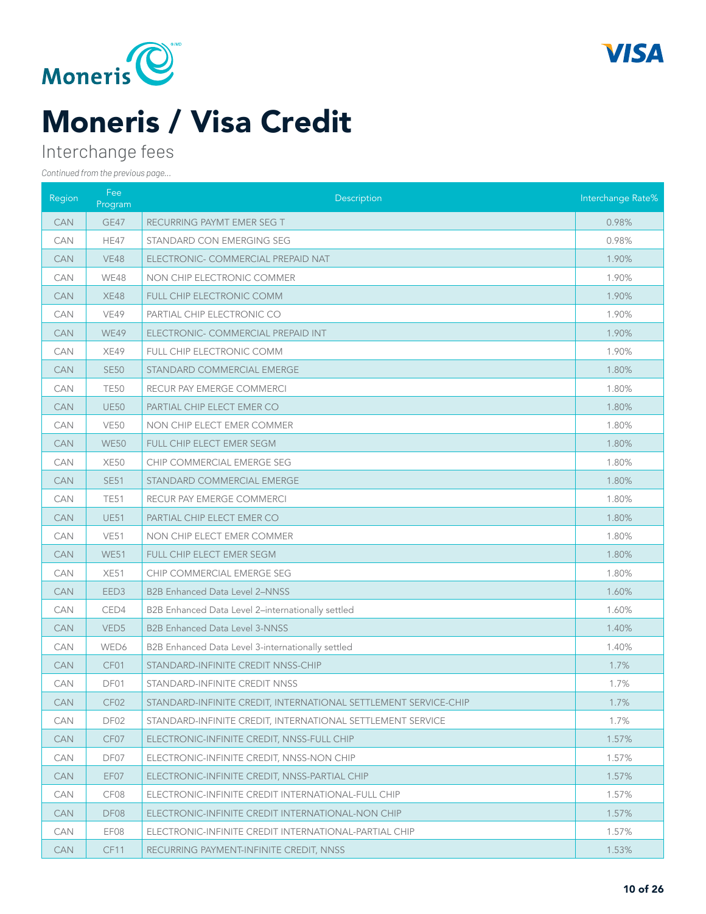# Moneris / Visa Credit

## Interchange fees

*Continued from the previous page...*

| Region | Fee Program | Description | Interchange Rate% |
|---|---|---|---|
| CAN | GE47 | RECURRING PAYMT EMER SEG T | 0.98% |
| CAN | HE47 | STANDARD CON EMERGING SEG | 0.98% |
| CAN | VE48 | ELECTRONIC- COMMERCIAL PREPAID NAT | 1.90% |
| CAN | WE48 | NON CHIP ELECTRONIC COMMER | 1.90% |
| CAN | XE48 | FULL CHIP ELECTRONIC COMM | 1.90% |
| CAN | VE49 | PARTIAL CHIP ELECTRONIC CO | 1.90% |
| CAN | WE49 | ELECTRONIC- COMMERCIAL PREPAID INT | 1.90% |
| CAN | XE49 | FULL CHIP ELECTRONIC COMM | 1.90% |
| CAN | SE50 | STANDARD COMMERCIAL EMERGE | 1.80% |
| CAN | TE50 | RECUR PAY EMERGE COMMERCI | 1.80% |
| CAN | UE50 | PARTIAL CHIP ELECT EMER CO | 1.80% |
| CAN | VE50 | NON CHIP ELECT EMER COMMER | 1.80% |
| CAN | WE50 | FULL CHIP ELECT EMER SEGM | 1.80% |
| CAN | XE50 | CHIP COMMERCIAL EMERGE SEG | 1.80% |
| CAN | SE51 | STANDARD COMMERCIAL EMERGE | 1.80% |
| CAN | TE51 | RECUR PAY EMERGE COMMERCI | 1.80% |
| CAN | UE51 | PARTIAL CHIP ELECT EMER CO | 1.80% |
| CAN | VE51 | NON CHIP ELECT EMER COMMER | 1.80% |
| CAN | WE51 | FULL CHIP ELECT EMER SEGM | 1.80% |
| CAN | XE51 | CHIP COMMERCIAL EMERGE SEG | 1.80% |
| CAN | EED3 | B2B Enhanced Data Level 2–NNSS | 1.60% |
| CAN | CED4 | B2B Enhanced Data Level 2–internationally settled | 1.60% |
| CAN | VED5 | B2B Enhanced Data Level 3-NNSS | 1.40% |
| CAN | WED6 | B2B Enhanced Data Level 3-internationally settled | 1.40% |
| CAN | CF01 | STANDARD-INFINITE CREDIT NNSS-CHIP | 1.7% |
| CAN | DF01 | STANDARD-INFINITE CREDIT NNSS | 1.7% |
| CAN | CF02 | STANDARD-INFINITE CREDIT, INTERNATIONAL SETTLEMENT SERVICE-CHIP | 1.7% |
| CAN | DF02 | STANDARD-INFINITE CREDIT, INTERNATIONAL SETTLEMENT SERVICE | 1.7% |
| CAN | CF07 | ELECTRONIC-INFINITE CREDIT, NNSS-FULL CHIP | 1.57% |
| CAN | DF07 | ELECTRONIC-INFINITE CREDIT, NNSS-NON CHIP | 1.57% |
| CAN | EF07 | ELECTRONIC-INFINITE CREDIT, NNSS-PARTIAL CHIP | 1.57% |
| CAN | CF08 | ELECTRONIC-INFINITE CREDIT INTERNATIONAL-FULL CHIP | 1.57% |
| CAN | DF08 | ELECTRONIC-INFINITE CREDIT INTERNATIONAL-NON CHIP | 1.57% |
| CAN | EF08 | ELECTRONIC-INFINITE CREDIT INTERNATIONAL-PARTIAL CHIP | 1.57% |
| CAN | CF11 | RECURRING PAYMENT-INFINITE CREDIT, NNSS | 1.53% |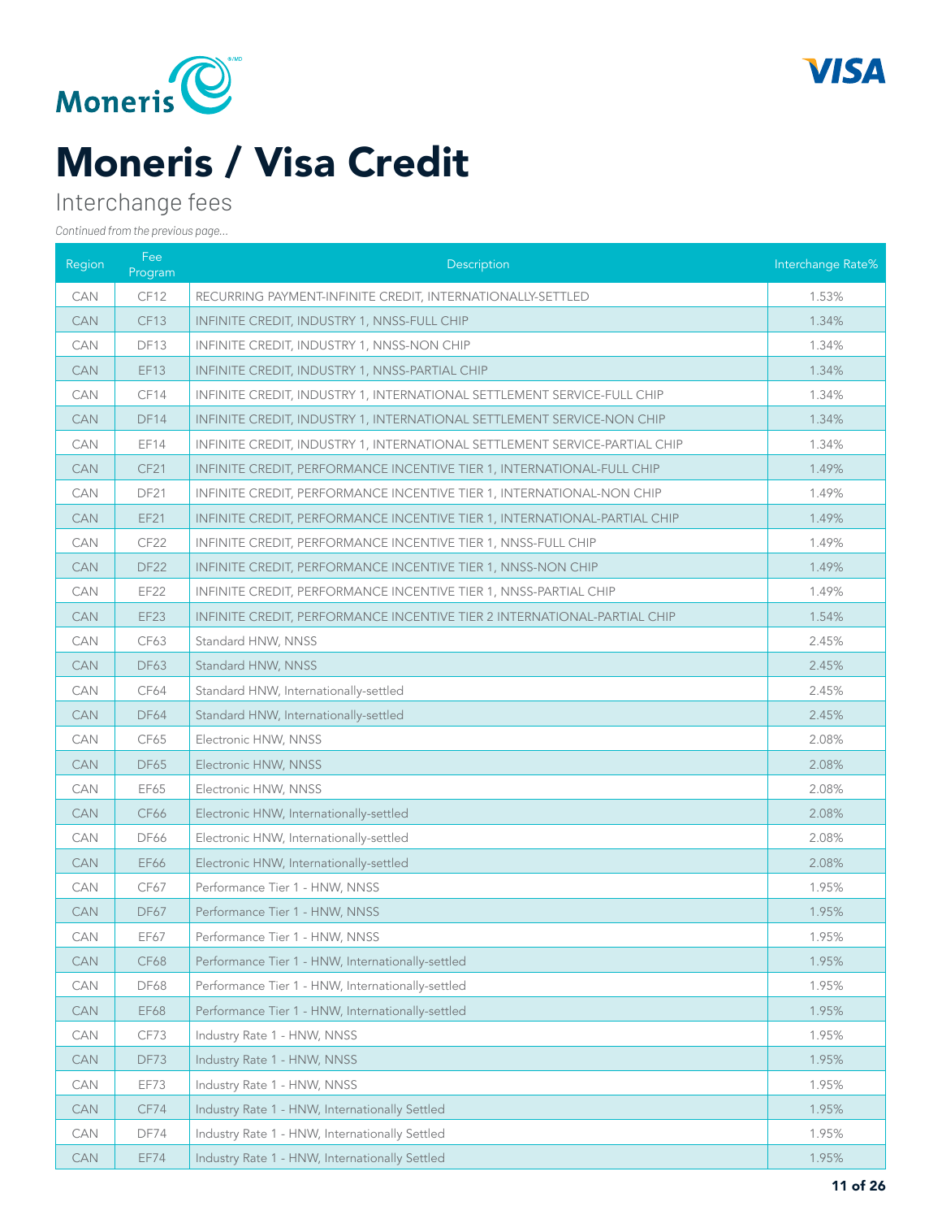# Moneris / Visa Credit

## Interchange fees

*Continued from the previous page...*

| Region | Fee Program | Description | Interchange Rate% |
|---|---|---|---|
| CAN | CF12 | RECURRING PAYMENT-INFINITE CREDIT, INTERNATIONALLY-SETTLED | 1.53% |
| CAN | CF13 | INFINITE CREDIT, INDUSTRY 1, NNSS-FULL CHIP | 1.34% |
| CAN | DF13 | INFINITE CREDIT, INDUSTRY 1, NNSS-NON CHIP | 1.34% |
| CAN | EF13 | INFINITE CREDIT, INDUSTRY 1, NNSS-PARTIAL CHIP | 1.34% |
| CAN | CF14 | INFINITE CREDIT, INDUSTRY 1, INTERNATIONAL SETTLEMENT SERVICE-FULL CHIP | 1.34% |
| CAN | DF14 | INFINITE CREDIT, INDUSTRY 1, INTERNATIONAL SETTLEMENT SERVICE-NON CHIP | 1.34% |
| CAN | EF14 | INFINITE CREDIT, INDUSTRY 1, INTERNATIONAL SETTLEMENT SERVICE-PARTIAL CHIP | 1.34% |
| CAN | CF21 | INFINITE CREDIT, PERFORMANCE INCENTIVE TIER 1, INTERNATIONAL-FULL CHIP | 1.49% |
| CAN | DF21 | INFINITE CREDIT, PERFORMANCE INCENTIVE TIER 1, INTERNATIONAL-NON CHIP | 1.49% |
| CAN | EF21 | INFINITE CREDIT, PERFORMANCE INCENTIVE TIER 1, INTERNATIONAL-PARTIAL CHIP | 1.49% |
| CAN | CF22 | INFINITE CREDIT, PERFORMANCE INCENTIVE TIER 1, NNSS-FULL CHIP | 1.49% |
| CAN | DF22 | INFINITE CREDIT, PERFORMANCE INCENTIVE TIER 1, NNSS-NON CHIP | 1.49% |
| CAN | EF22 | INFINITE CREDIT, PERFORMANCE INCENTIVE TIER 1, NNSS-PARTIAL CHIP | 1.49% |
| CAN | EF23 | INFINITE CREDIT, PERFORMANCE INCENTIVE TIER 2 INTERNATIONAL-PARTIAL CHIP | 1.54% |
| CAN | CF63 | Standard HNW, NNSS | 2.45% |
| CAN | DF63 | Standard HNW, NNSS | 2.45% |
| CAN | CF64 | Standard HNW, Internationally-settled | 2.45% |
| CAN | DF64 | Standard HNW, Internationally-settled | 2.45% |
| CAN | CF65 | Electronic HNW, NNSS | 2.08% |
| CAN | DF65 | Electronic HNW, NNSS | 2.08% |
| CAN | EF65 | Electronic HNW, NNSS | 2.08% |
| CAN | CF66 | Electronic HNW, Internationally-settled | 2.08% |
| CAN | DF66 | Electronic HNW, Internationally-settled | 2.08% |
| CAN | EF66 | Electronic HNW, Internationally-settled | 2.08% |
| CAN | CF67 | Performance Tier 1 - HNW, NNSS | 1.95% |
| CAN | DF67 | Performance Tier 1 - HNW, NNSS | 1.95% |
| CAN | EF67 | Performance Tier 1 - HNW, NNSS | 1.95% |
| CAN | CF68 | Performance Tier 1 - HNW, Internationally-settled | 1.95% |
| CAN | DF68 | Performance Tier 1 - HNW, Internationally-settled | 1.95% |
| CAN | EF68 | Performance Tier 1 - HNW, Internationally-settled | 1.95% |
| CAN | CF73 | Industry Rate 1 - HNW, NNSS | 1.95% |
| CAN | DF73 | Industry Rate 1 - HNW, NNSS | 1.95% |
| CAN | EF73 | Industry Rate 1 - HNW, NNSS | 1.95% |
| CAN | CF74 | Industry Rate 1 - HNW, Internationally Settled | 1.95% |
| CAN | DF74 | Industry Rate 1 - HNW, Internationally Settled | 1.95% |
| CAN | EF74 | Industry Rate 1 - HNW, Internationally Settled | 1.95% |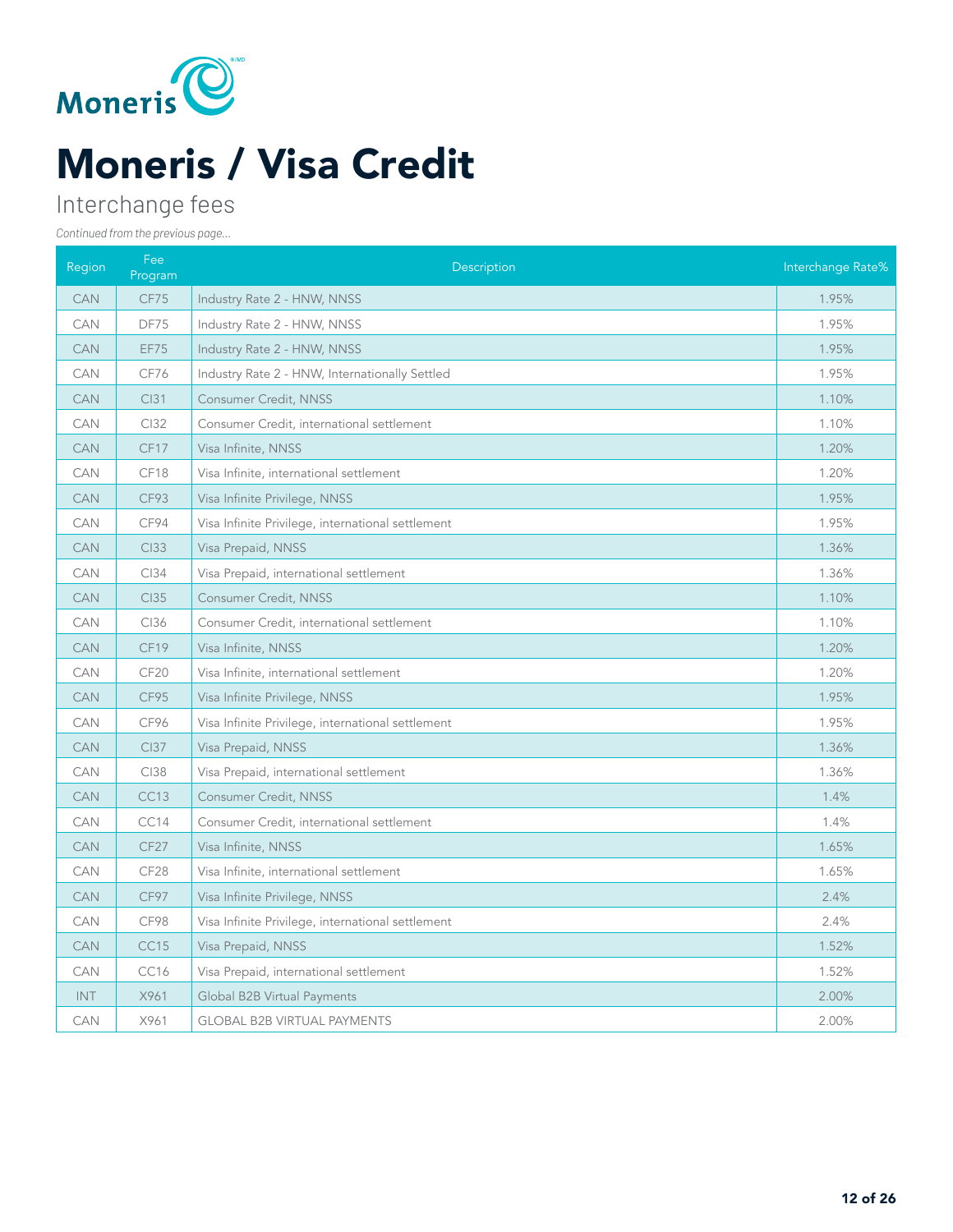# Moneris / Visa Credit

## Interchange fees

*Continued from the previous page...*

| Region | Fee Program | Description | Interchange Rate% |
|---|---|---|---|
| CAN | CF75 | Industry Rate 2 - HNW, NNSS | 1.95% |
| CAN | DF75 | Industry Rate 2 - HNW, NNSS | 1.95% |
| CAN | EF75 | Industry Rate 2 - HNW, NNSS | 1.95% |
| CAN | CF76 | Industry Rate 2 - HNW, Internationally Settled | 1.95% |
| CAN | CI31 | Consumer Credit, NNSS | 1.10% |
| CAN | CI32 | Consumer Credit, international settlement | 1.10% |
| CAN | CF17 | Visa Infinite, NNSS | 1.20% |
| CAN | CF18 | Visa Infinite, international settlement | 1.20% |
| CAN | CF93 | Visa Infinite Privilege, NNSS | 1.95% |
| CAN | CF94 | Visa Infinite Privilege, international settlement | 1.95% |
| CAN | CI33 | Visa Prepaid, NNSS | 1.36% |
| CAN | CI34 | Visa Prepaid, international settlement | 1.36% |
| CAN | CI35 | Consumer Credit, NNSS | 1.10% |
| CAN | CI36 | Consumer Credit, international settlement | 1.10% |
| CAN | CF19 | Visa Infinite, NNSS | 1.20% |
| CAN | CF20 | Visa Infinite, international settlement | 1.20% |
| CAN | CF95 | Visa Infinite Privilege, NNSS | 1.95% |
| CAN | CF96 | Visa Infinite Privilege, international settlement | 1.95% |
| CAN | CI37 | Visa Prepaid, NNSS | 1.36% |
| CAN | CI38 | Visa Prepaid, international settlement | 1.36% |
| CAN | CC13 | Consumer Credit, NNSS | 1.4% |
| CAN | CC14 | Consumer Credit, international settlement | 1.4% |
| CAN | CF27 | Visa Infinite, NNSS | 1.65% |
| CAN | CF28 | Visa Infinite, international settlement | 1.65% |
| CAN | CF97 | Visa Infinite Privilege, NNSS | 2.4% |
| CAN | CF98 | Visa Infinite Privilege, international settlement | 2.4% |
| CAN | CC15 | Visa Prepaid, NNSS | 1.52% |
| CAN | CC16 | Visa Prepaid, international settlement | 1.52% |
| INT | X961 | Global B2B Virtual Payments | 2.00% |
| CAN | X961 | GLOBAL B2B VIRTUAL PAYMENTS | 2.00% |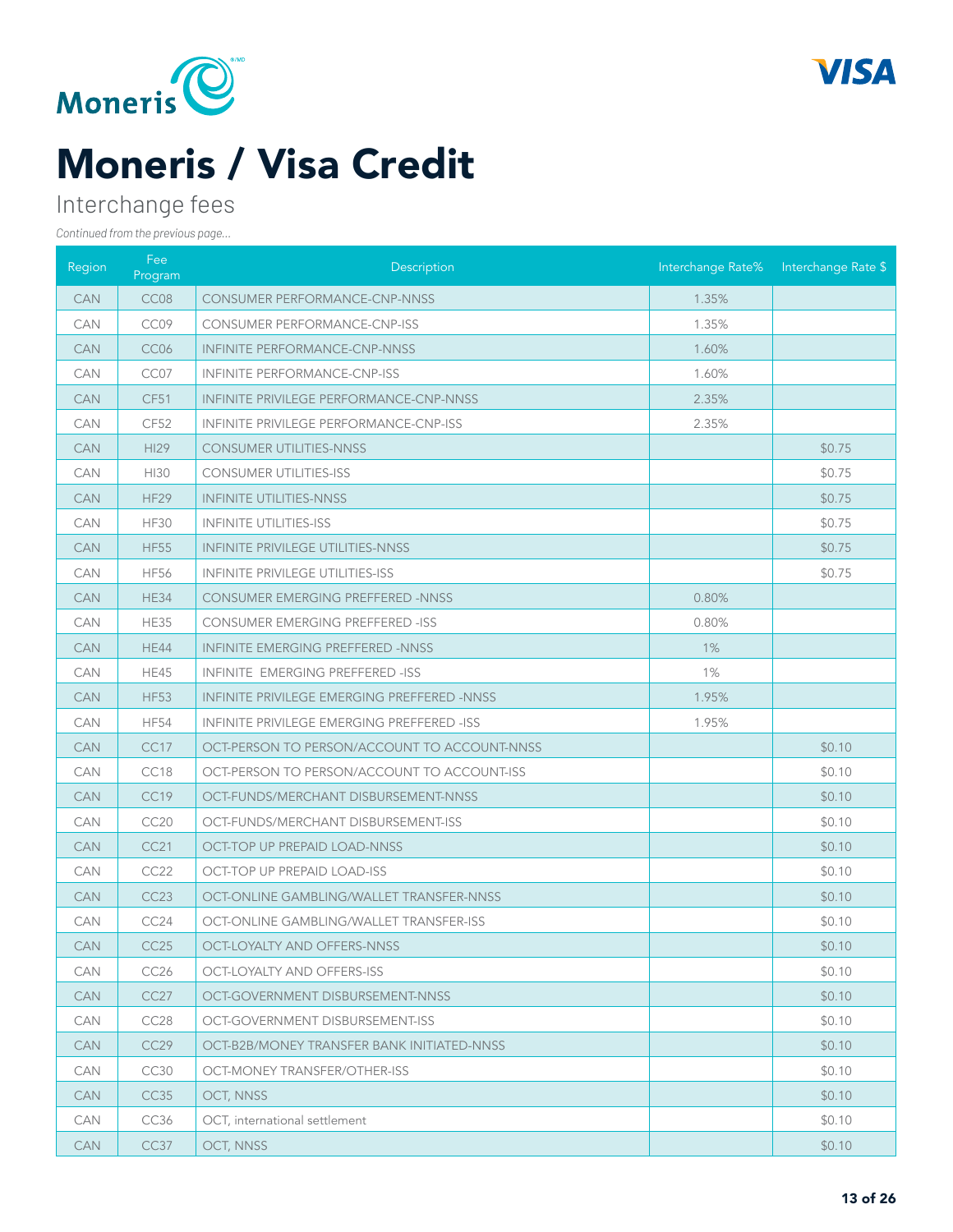# Moneris / Visa Credit

Interchange fees

*Continued from the previous page...*

| Region | Fee Program | Description | Interchange Rate% | Interchange Rate $ |
|---|---|---|---|---|
| CAN | CC08 | CONSUMER PERFORMANCE-CNP-NNSS | 1.35% | |
| CAN | CC09 | CONSUMER PERFORMANCE-CNP-ISS | 1.35% | |
| CAN | CC06 | INFINITE PERFORMANCE-CNP-NNSS | 1.60% | |
| CAN | CC07 | INFINITE PERFORMANCE-CNP-ISS | 1.60% | |
| CAN | CF51 | INFINITE PRIVILEGE PERFORMANCE-CNP-NNSS | 2.35% | |
| CAN | CF52 | INFINITE PRIVILEGE PERFORMANCE-CNP-ISS | 2.35% | |
| CAN | HI29 | CONSUMER UTILITIES-NNSS | | $0.75 |
| CAN | HI30 | CONSUMER UTILITIES-ISS | | $0.75 |
| CAN | HF29 | INFINITE UTILITIES-NNSS | | $0.75 |
| CAN | HF30 | INFINITE UTILITIES-ISS | | $0.75 |
| CAN | HF55 | INFINITE PRIVILEGE UTILITIES-NNSS | | $0.75 |
| CAN | HF56 | INFINITE PRIVILEGE UTILITIES-ISS | | $0.75 |
| CAN | HE34 | CONSUMER EMERGING PREFFERED -NNSS | 0.80% | |
| CAN | HE35 | CONSUMER EMERGING PREFFERED -ISS | 0.80% | |
| CAN | HE44 | INFINITE EMERGING PREFFERED -NNSS | 1% | |
| CAN | HE45 | INFINITE EMERGING PREFFERED -ISS | 1% | |
| CAN | HF53 | INFINITE PRIVILEGE EMERGING PREFFERED -NNSS | 1.95% | |
| CAN | HF54 | INFINITE PRIVILEGE EMERGING PREFFERED -ISS | 1.95% | |
| CAN | CC17 | OCT-PERSON TO PERSON/ACCOUNT TO ACCOUNT-NNSS | | $0.10 |
| CAN | CC18 | OCT-PERSON TO PERSON/ACCOUNT TO ACCOUNT-ISS | | $0.10 |
| CAN | CC19 | OCT-FUNDS/MERCHANT DISBURSEMENT-NNSS | | $0.10 |
| CAN | CC20 | OCT-FUNDS/MERCHANT DISBURSEMENT-ISS | | $0.10 |
| CAN | CC21 | OCT-TOP UP PREPAID LOAD-NNSS | | $0.10 |
| CAN | CC22 | OCT-TOP UP PREPAID LOAD-ISS | | $0.10 |
| CAN | CC23 | OCT-ONLINE GAMBLING/WALLET TRANSFER-NNSS | | $0.10 |
| CAN | CC24 | OCT-ONLINE GAMBLING/WALLET TRANSFER-ISS | | $0.10 |
| CAN | CC25 | OCT-LOYALTY AND OFFERS-NNSS | | $0.10 |
| CAN | CC26 | OCT-LOYALTY AND OFFERS-ISS | | $0.10 |
| CAN | CC27 | OCT-GOVERNMENT DISBURSEMENT-NNSS | | $0.10 |
| CAN | CC28 | OCT-GOVERNMENT DISBURSEMENT-ISS | | $0.10 |
| CAN | CC29 | OCT-B2B/MONEY TRANSFER BANK INITIATED-NNSS | | $0.10 |
| CAN | CC30 | OCT-MONEY TRANSFER/OTHER-ISS | | $0.10 |
| CAN | CC35 | OCT, NNSS | | $0.10 |
| CAN | CC36 | OCT, international settlement | | $0.10 |
| CAN | CC37 | OCT, NNSS | | $0.10 |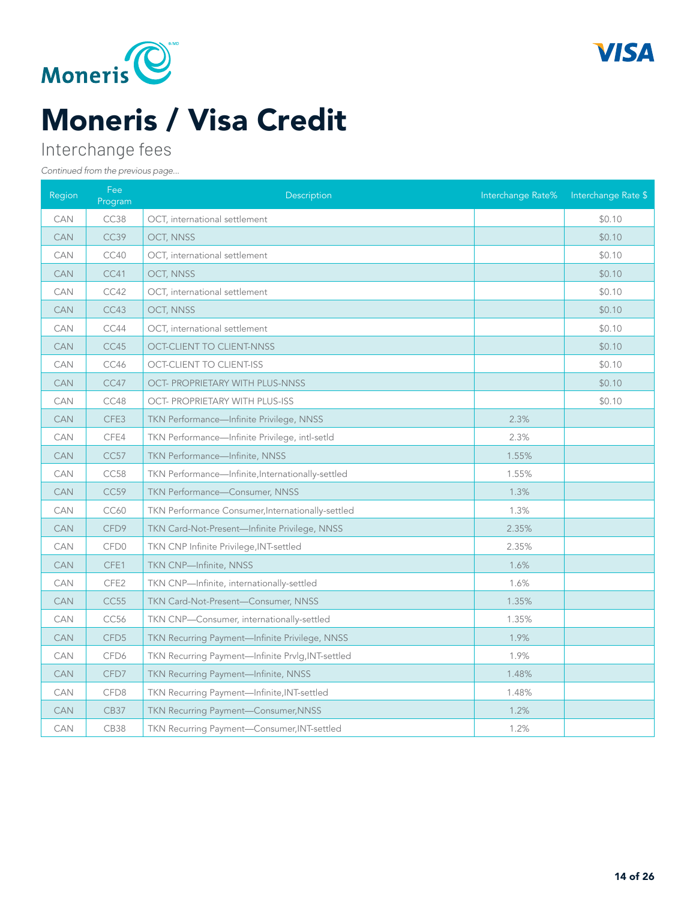# Moneris / Visa Credit

## Interchange fees

*Continued from the previous page...*

| Region | Fee Program | Description | Interchange Rate% | Interchange Rate $ |
|---|---|---|---|---|
| CAN | CC38 | OCT, international settlement | | $0.10 |
| CAN | CC39 | OCT, NNSS | | $0.10 |
| CAN | CC40 | OCT, international settlement | | $0.10 |
| CAN | CC41 | OCT, NNSS | | $0.10 |
| CAN | CC42 | OCT, international settlement | | $0.10 |
| CAN | CC43 | OCT, NNSS | | $0.10 |
| CAN | CC44 | OCT, international settlement | | $0.10 |
| CAN | CC45 | OCT-CLIENT TO CLIENT-NNSS | | $0.10 |
| CAN | CC46 | OCT-CLIENT TO CLIENT-ISS | | $0.10 |
| CAN | CC47 | OCT- PROPRIETARY WITH PLUS-NNSS | | $0.10 |
| CAN | CC48 | OCT- PROPRIETARY WITH PLUS-ISS | | $0.10 |
| CAN | CFE3 | TKN Performance—Infinite Privilege, NNSS | 2.3% | |
| CAN | CFE4 | TKN Performance—Infinite Privilege, intl-setld | 2.3% | |
| CAN | CC57 | TKN Performance—Infinite, NNSS | 1.55% | |
| CAN | CC58 | TKN Performance—Infinite,Internationally-settled | 1.55% | |
| CAN | CC59 | TKN Performance—Consumer, NNSS | 1.3% | |
| CAN | CC60 | TKN Performance Consumer,Internationally-settled | 1.3% | |
| CAN | CFD9 | TKN Card-Not-Present—Infinite Privilege, NNSS | 2.35% | |
| CAN | CFD0 | TKN CNP Infinite Privilege,INT-settled | 2.35% | |
| CAN | CFE1 | TKN CNP—Infinite, NNSS | 1.6% | |
| CAN | CFE2 | TKN CNP—Infinite, internationally-settled | 1.6% | |
| CAN | CC55 | TKN Card-Not-Present—Consumer, NNSS | 1.35% | |
| CAN | CC56 | TKN CNP—Consumer, internationally-settled | 1.35% | |
| CAN | CFD5 | TKN Recurring Payment—Infinite Privilege, NNSS | 1.9% | |
| CAN | CFD6 | TKN Recurring Payment—Infinite Prvlg,INT-settled | 1.9% | |
| CAN | CFD7 | TKN Recurring Payment—Infinite, NNSS | 1.48% | |
| CAN | CFD8 | TKN Recurring Payment—Infinite,INT-settled | 1.48% | |
| CAN | CB37 | TKN Recurring Payment—Consumer,NNSS | 1.2% | |
| CAN | CB38 | TKN Recurring Payment—Consumer,INT-settled | 1.2% | |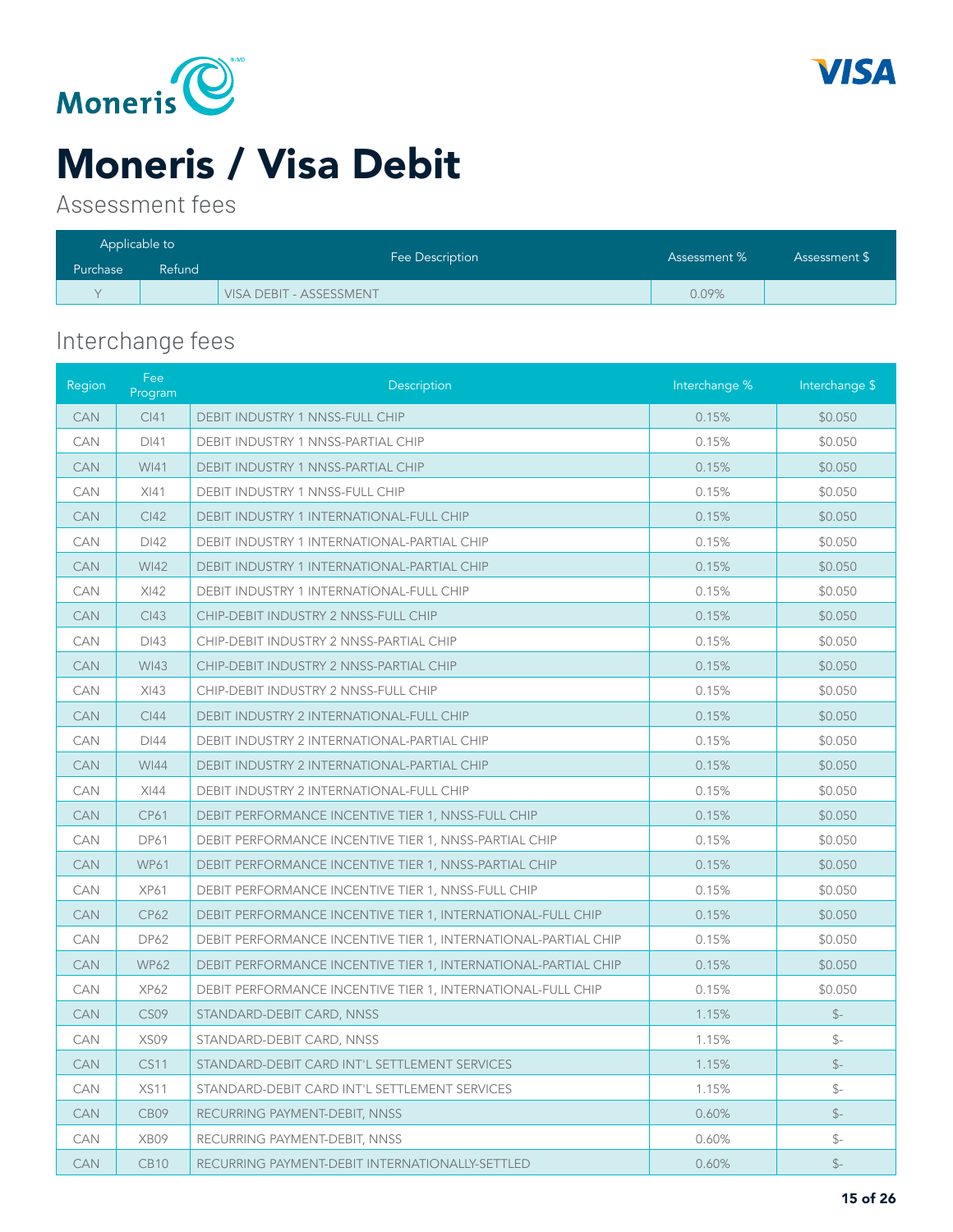# Moneris / Visa Debit

## Assessment fees

| Applicable to | | Fee Description | Assessment % | Assessment $ |
|---|---|---|---|---|
| Purchase | Refund | | | |
| Y | | VISA DEBIT - ASSESSMENT | 0.09% | |

## Interchange fees

| Region | Fee Program | Description | Interchange % | Interchange $ |
|---|---|---|---|---|
| CAN | CI41 | DEBIT INDUSTRY 1 NNSS-FULL CHIP | 0.15% | $0.050 |
| CAN | DI41 | DEBIT INDUSTRY 1 NNSS-PARTIAL CHIP | 0.15% | $0.050 |
| CAN | WI41 | DEBIT INDUSTRY 1 NNSS-PARTIAL CHIP | 0.15% | $0.050 |
| CAN | XI41 | DEBIT INDUSTRY 1 NNSS-FULL CHIP | 0.15% | $0.050 |
| CAN | CI42 | DEBIT INDUSTRY 1 INTERNATIONAL-FULL CHIP | 0.15% | $0.050 |
| CAN | DI42 | DEBIT INDUSTRY 1 INTERNATIONAL-PARTIAL CHIP | 0.15% | $0.050 |
| CAN | WI42 | DEBIT INDUSTRY 1 INTERNATIONAL-PARTIAL CHIP | 0.15% | $0.050 |
| CAN | XI42 | DEBIT INDUSTRY 1 INTERNATIONAL-FULL CHIP | 0.15% | $0.050 |
| CAN | CI43 | CHIP-DEBIT INDUSTRY 2 NNSS-FULL CHIP | 0.15% | $0.050 |
| CAN | DI43 | CHIP-DEBIT INDUSTRY 2 NNSS-PARTIAL CHIP | 0.15% | $0.050 |
| CAN | WI43 | CHIP-DEBIT INDUSTRY 2 NNSS-PARTIAL CHIP | 0.15% | $0.050 |
| CAN | XI43 | CHIP-DEBIT INDUSTRY 2 NNSS-FULL CHIP | 0.15% | $0.050 |
| CAN | CI44 | DEBIT INDUSTRY 2 INTERNATIONAL-FULL CHIP | 0.15% | $0.050 |
| CAN | DI44 | DEBIT INDUSTRY 2 INTERNATIONAL-PARTIAL CHIP | 0.15% | $0.050 |
| CAN | WI44 | DEBIT INDUSTRY 2 INTERNATIONAL-PARTIAL CHIP | 0.15% | $0.050 |
| CAN | XI44 | DEBIT INDUSTRY 2 INTERNATIONAL-FULL CHIP | 0.15% | $0.050 |
| CAN | CP61 | DEBIT PERFORMANCE INCENTIVE TIER 1, NNSS-FULL CHIP | 0.15% | $0.050 |
| CAN | DP61 | DEBIT PERFORMANCE INCENTIVE TIER 1, NNSS-PARTIAL CHIP | 0.15% | $0.050 |
| CAN | WP61 | DEBIT PERFORMANCE INCENTIVE TIER 1, NNSS-PARTIAL CHIP | 0.15% | $0.050 |
| CAN | XP61 | DEBIT PERFORMANCE INCENTIVE TIER 1, NNSS-FULL CHIP | 0.15% | $0.050 |
| CAN | CP62 | DEBIT PERFORMANCE INCENTIVE TIER 1, INTERNATIONAL-FULL CHIP | 0.15% | $0.050 |
| CAN | DP62 | DEBIT PERFORMANCE INCENTIVE TIER 1, INTERNATIONAL-PARTIAL CHIP | 0.15% | $0.050 |
| CAN | WP62 | DEBIT PERFORMANCE INCENTIVE TIER 1, INTERNATIONAL-PARTIAL CHIP | 0.15% | $0.050 |
| CAN | XP62 | DEBIT PERFORMANCE INCENTIVE TIER 1, INTERNATIONAL-FULL CHIP | 0.15% | $0.050 |
| CAN | CS09 | STANDARD-DEBIT CARD, NNSS | 1.15% | $- |
| CAN | XS09 | STANDARD-DEBIT CARD, NNSS | 1.15% | $- |
| CAN | CS11 | STANDARD-DEBIT CARD INT'L SETTLEMENT SERVICES | 1.15% | $- |
| CAN | XS11 | STANDARD-DEBIT CARD INT'L SETTLEMENT SERVICES | 1.15% | $- |
| CAN | CB09 | RECURRING PAYMENT-DEBIT, NNSS | 0.60% | $- |
| CAN | XB09 | RECURRING PAYMENT-DEBIT, NNSS | 0.60% | $- |
| CAN | CB10 | RECURRING PAYMENT-DEBIT INTERNATIONALLY-SETTLED | 0.60% | $- |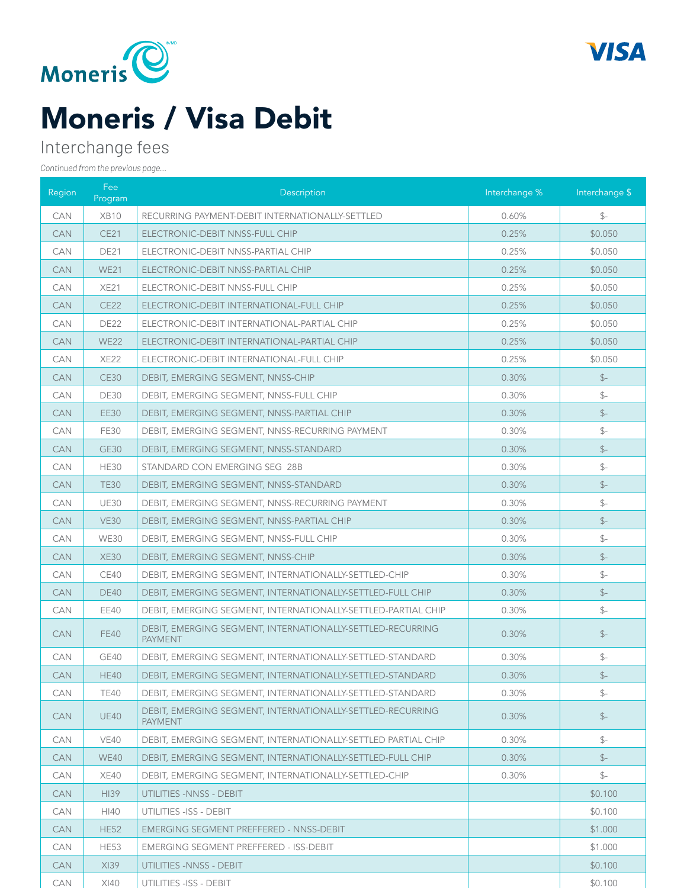# Moneris / Visa Debit

Interchange fees

*Continued from the previous page...*

| Region | Fee Program | Description | Interchange % | Interchange $ |
|---|---|---|---|---|
| CAN | XB10 | RECURRING PAYMENT-DEBIT INTERNATIONALLY-SETTLED | 0.60% | $- |
| CAN | CE21 | ELECTRONIC-DEBIT NNSS-FULL CHIP | 0.25% | $0.050 |
| CAN | DE21 | ELECTRONIC-DEBIT NNSS-PARTIAL CHIP | 0.25% | $0.050 |
| CAN | WE21 | ELECTRONIC-DEBIT NNSS-PARTIAL CHIP | 0.25% | $0.050 |
| CAN | XE21 | ELECTRONIC-DEBIT NNSS-FULL CHIP | 0.25% | $0.050 |
| CAN | CE22 | ELECTRONIC-DEBIT INTERNATIONAL-FULL CHIP | 0.25% | $0.050 |
| CAN | DE22 | ELECTRONIC-DEBIT INTERNATIONAL-PARTIAL CHIP | 0.25% | $0.050 |
| CAN | WE22 | ELECTRONIC-DEBIT INTERNATIONAL-PARTIAL CHIP | 0.25% | $0.050 |
| CAN | XE22 | ELECTRONIC-DEBIT INTERNATIONAL-FULL CHIP | 0.25% | $0.050 |
| CAN | CE30 | DEBIT, EMERGING SEGMENT, NNSS-CHIP | 0.30% | $- |
| CAN | DE30 | DEBIT, EMERGING SEGMENT, NNSS-FULL CHIP | 0.30% | $- |
| CAN | EE30 | DEBIT, EMERGING SEGMENT, NNSS-PARTIAL CHIP | 0.30% | $- |
| CAN | FE30 | DEBIT, EMERGING SEGMENT, NNSS-RECURRING PAYMENT | 0.30% | $- |
| CAN | GE30 | DEBIT, EMERGING SEGMENT, NNSS-STANDARD | 0.30% | $- |
| CAN | HE30 | STANDARD CON EMERGING SEG 28B | 0.30% | $- |
| CAN | TE30 | DEBIT, EMERGING SEGMENT, NNSS-STANDARD | 0.30% | $- |
| CAN | UE30 | DEBIT, EMERGING SEGMENT, NNSS-RECURRING PAYMENT | 0.30% | $- |
| CAN | VE30 | DEBIT, EMERGING SEGMENT, NNSS-PARTIAL CHIP | 0.30% | $- |
| CAN | WE30 | DEBIT, EMERGING SEGMENT, NNSS-FULL CHIP | 0.30% | $- |
| CAN | XE30 | DEBIT, EMERGING SEGMENT, NNSS-CHIP | 0.30% | $- |
| CAN | CE40 | DEBIT, EMERGING SEGMENT, INTERNATIONALLY-SETTLED-CHIP | 0.30% | $- |
| CAN | DE40 | DEBIT, EMERGING SEGMENT, INTERNATIONALLY-SETTLED-FULL CHIP | 0.30% | $- |
| CAN | EE40 | DEBIT, EMERGING SEGMENT, INTERNATIONALLY-SETTLED-PARTIAL CHIP | 0.30% | $- |
| CAN | FE40 | DEBIT, EMERGING SEGMENT, INTERNATIONALLY-SETTLED-RECURRING PAYMENT | 0.30% | $- |
| CAN | GE40 | DEBIT, EMERGING SEGMENT, INTERNATIONALLY-SETTLED-STANDARD | 0.30% | $- |
| CAN | HE40 | DEBIT, EMERGING SEGMENT, INTERNATIONALLY-SETTLED-STANDARD | 0.30% | $- |
| CAN | TE40 | DEBIT, EMERGING SEGMENT, INTERNATIONALLY-SETTLED-STANDARD | 0.30% | $- |
| CAN | UE40 | DEBIT, EMERGING SEGMENT, INTERNATIONALLY-SETTLED-RECURRING PAYMENT | 0.30% | $- |
| CAN | VE40 | DEBIT, EMERGING SEGMENT, INTERNATIONALLY-SETTLED PARTIAL CHIP | 0.30% | $- |
| CAN | WE40 | DEBIT, EMERGING SEGMENT, INTERNATIONALLY-SETTLED-FULL CHIP | 0.30% | $- |
| CAN | XE40 | DEBIT, EMERGING SEGMENT, INTERNATIONALLY-SETTLED-CHIP | 0.30% | $- |
| CAN | HI39 | UTILITIES -NNSS - DEBIT | | $0.100 |
| CAN | HI40 | UTILITIES -ISS - DEBIT | | $0.100 |
| CAN | HE52 | EMERGING SEGMENT PREFFERED - NNSS-DEBIT | | $1.000 |
| CAN | HE53 | EMERGING SEGMENT PREFFERED - ISS-DEBIT | | $1.000 |
| CAN | XI39 | UTILITIES -NNSS - DEBIT | | $0.100 |
| CAN | XI40 | UTILITIES -ISS - DEBIT | | $0.100 |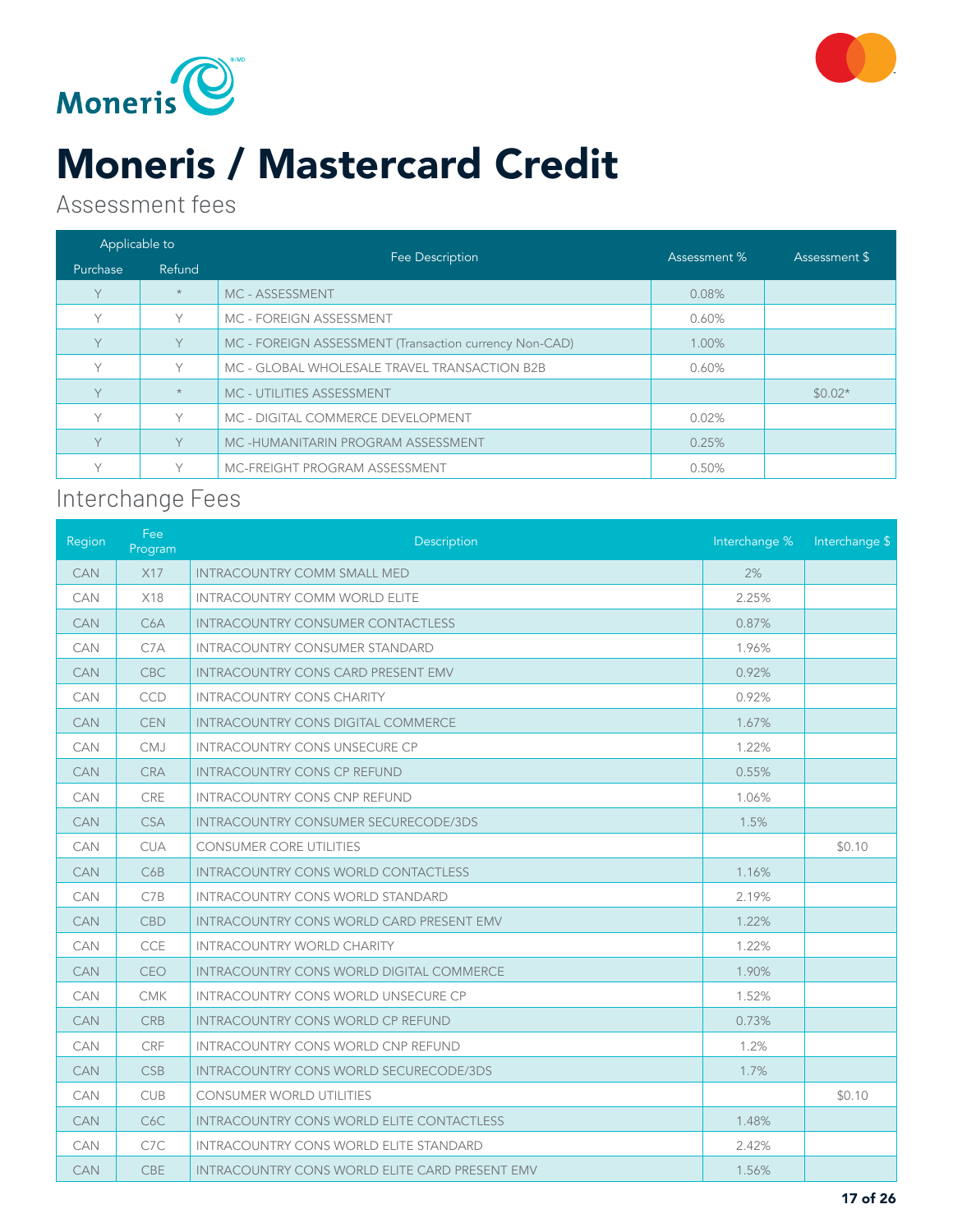# Moneris / Mastercard Credit

## Assessment fees

| Applicable to | | Fee Description | Assessment % | Assessment $ |
|---|---|---|---|---|
| Purchase | Refund | | | |
| Y | * | MC - ASSESSMENT | 0.08% | |
| Y | Y | MC - FOREIGN ASSESSMENT | 0.60% | |
| Y | Y | MC - FOREIGN ASSESSMENT (Transaction currency Non-CAD) | 1.00% | |
| Y | Y | MC - GLOBAL WHOLESALE TRAVEL TRANSACTION B2B | 0.60% | |
| Y | * | MC - UTILITIES ASSESSMENT | | $0.02* |
| Y | Y | MC - DIGITAL COMMERCE DEVELOPMENT | 0.02% | |
| Y | Y | MC -HUMANITARIN PROGRAM ASSESSMENT | 0.25% | |
| Y | Y | MC-FREIGHT PROGRAM ASSESSMENT | 0.50% | |

## Interchange Fees

| Region | Fee Program | Description | Interchange % | Interchange $ |
|---|---|---|---|---|
| CAN | X17 | INTRACOUNTRY COMM SMALL MED | 2% | |
| CAN | X18 | INTRACOUNTRY COMM WORLD ELITE | 2.25% | |
| CAN | C6A | INTRACOUNTRY CONSUMER CONTACTLESS | 0.87% | |
| CAN | C7A | INTRACOUNTRY CONSUMER STANDARD | 1.96% | |
| CAN | CBC | INTRACOUNTRY CONS CARD PRESENT EMV | 0.92% | |
| CAN | CCD | INTRACOUNTRY CONS CHARITY | 0.92% | |
| CAN | CEN | INTRACOUNTRY CONS DIGITAL COMMERCE | 1.67% | |
| CAN | CMJ | INTRACOUNTRY CONS UNSECURE CP | 1.22% | |
| CAN | CRA | INTRACOUNTRY CONS CP REFUND | 0.55% | |
| CAN | CRE | INTRACOUNTRY CONS CNP REFUND | 1.06% | |
| CAN | CSA | INTRACOUNTRY CONSUMER SECURECODE/3DS | 1.5% | |
| CAN | CUA | CONSUMER CORE UTILITIES | | $0.10 |
| CAN | C6B | INTRACOUNTRY CONS WORLD CONTACTLESS | 1.16% | |
| CAN | C7B | INTRACOUNTRY CONS WORLD STANDARD | 2.19% | |
| CAN | CBD | INTRACOUNTRY CONS WORLD CARD PRESENT EMV | 1.22% | |
| CAN | CCE | INTRACOUNTRY WORLD CHARITY | 1.22% | |
| CAN | CEO | INTRACOUNTRY CONS WORLD DIGITAL COMMERCE | 1.90% | |
| CAN | CMK | INTRACOUNTRY CONS WORLD UNSECURE CP | 1.52% | |
| CAN | CRB | INTRACOUNTRY CONS WORLD CP REFUND | 0.73% | |
| CAN | CRF | INTRACOUNTRY CONS WORLD CNP REFUND | 1.2% | |
| CAN | CSB | INTRACOUNTRY CONS WORLD SECURECODE/3DS | 1.7% | |
| CAN | CUB | CONSUMER WORLD UTILITIES | | $0.10 |
| CAN | C6C | INTRACOUNTRY CONS WORLD ELITE CONTACTLESS | 1.48% | |
| CAN | C7C | INTRACOUNTRY CONS WORLD ELITE STANDARD | 2.42% | |
| CAN | CBE | INTRACOUNTRY CONS WORLD ELITE CARD PRESENT EMV | 1.56% | |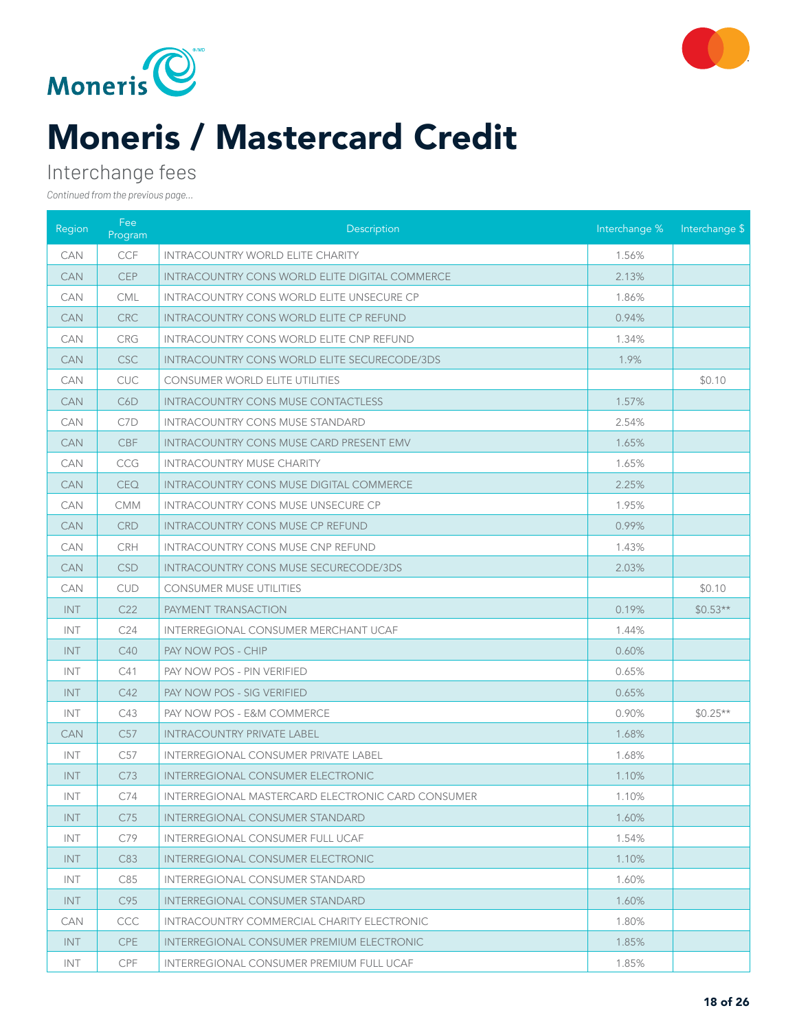# Moneris / Mastercard Credit

## Interchange fees

*Continued from the previous page...*

| Region | Fee Program | Description | Interchange % | Interchange $ |
|---|---|---|---|---|
| CAN | CCF | INTRACOUNTRY WORLD ELITE CHARITY | 1.56% | |
| CAN | CEP | INTRACOUNTRY CONS WORLD ELITE DIGITAL COMMERCE | 2.13% | |
| CAN | CML | INTRACOUNTRY CONS WORLD ELITE UNSECURE CP | 1.86% | |
| CAN | CRC | INTRACOUNTRY CONS WORLD ELITE CP REFUND | 0.94% | |
| CAN | CRG | INTRACOUNTRY CONS WORLD ELITE CNP REFUND | 1.34% | |
| CAN | CSC | INTRACOUNTRY CONS WORLD ELITE SECURECODE/3DS | 1.9% | |
| CAN | CUC | CONSUMER WORLD ELITE UTILITIES | | $0.10 |
| CAN | C6D | INTRACOUNTRY CONS MUSE CONTACTLESS | 1.57% | |
| CAN | C7D | INTRACOUNTRY CONS MUSE STANDARD | 2.54% | |
| CAN | CBF | INTRACOUNTRY CONS MUSE CARD PRESENT EMV | 1.65% | |
| CAN | CCG | INTRACOUNTRY MUSE CHARITY | 1.65% | |
| CAN | CEQ | INTRACOUNTRY CONS MUSE DIGITAL COMMERCE | 2.25% | |
| CAN | CMM | INTRACOUNTRY CONS MUSE UNSECURE CP | 1.95% | |
| CAN | CRD | INTRACOUNTRY CONS MUSE CP REFUND | 0.99% | |
| CAN | CRH | INTRACOUNTRY CONS MUSE CNP REFUND | 1.43% | |
| CAN | CSD | INTRACOUNTRY CONS MUSE SECURECODE/3DS | 2.03% | |
| CAN | CUD | CONSUMER MUSE UTILITIES | | $0.10 |
| INT | C22 | PAYMENT TRANSACTION | 0.19% | $0.53** |
| INT | C24 | INTERREGIONAL CONSUMER MERCHANT UCAF | 1.44% | |
| INT | C40 | PAY NOW POS - CHIP | 0.60% | |
| INT | C41 | PAY NOW POS - PIN VERIFIED | 0.65% | |
| INT | C42 | PAY NOW POS - SIG VERIFIED | 0.65% | |
| INT | C43 | PAY NOW POS - E&M COMMERCE | 0.90% | $0.25** |
| CAN | C57 | INTRACOUNTRY PRIVATE LABEL | 1.68% | |
| INT | C57 | INTERREGIONAL CONSUMER PRIVATE LABEL | 1.68% | |
| INT | C73 | INTERREGIONAL CONSUMER ELECTRONIC | 1.10% | |
| INT | C74 | INTERREGIONAL MASTERCARD ELECTRONIC CARD CONSUMER | 1.10% | |
| INT | C75 | INTERREGIONAL CONSUMER STANDARD | 1.60% | |
| INT | C79 | INTERREGIONAL CONSUMER FULL UCAF | 1.54% | |
| INT | C83 | INTERREGIONAL CONSUMER ELECTRONIC | 1.10% | |
| INT | C85 | INTERREGIONAL CONSUMER STANDARD | 1.60% | |
| INT | C95 | INTERREGIONAL CONSUMER STANDARD | 1.60% | |
| CAN | CCC | INTRACOUNTRY COMMERCIAL CHARITY ELECTRONIC | 1.80% | |
| INT | CPE | INTERREGIONAL CONSUMER PREMIUM ELECTRONIC | 1.85% | |
| INT | CPF | INTERREGIONAL CONSUMER PREMIUM FULL UCAF | 1.85% | |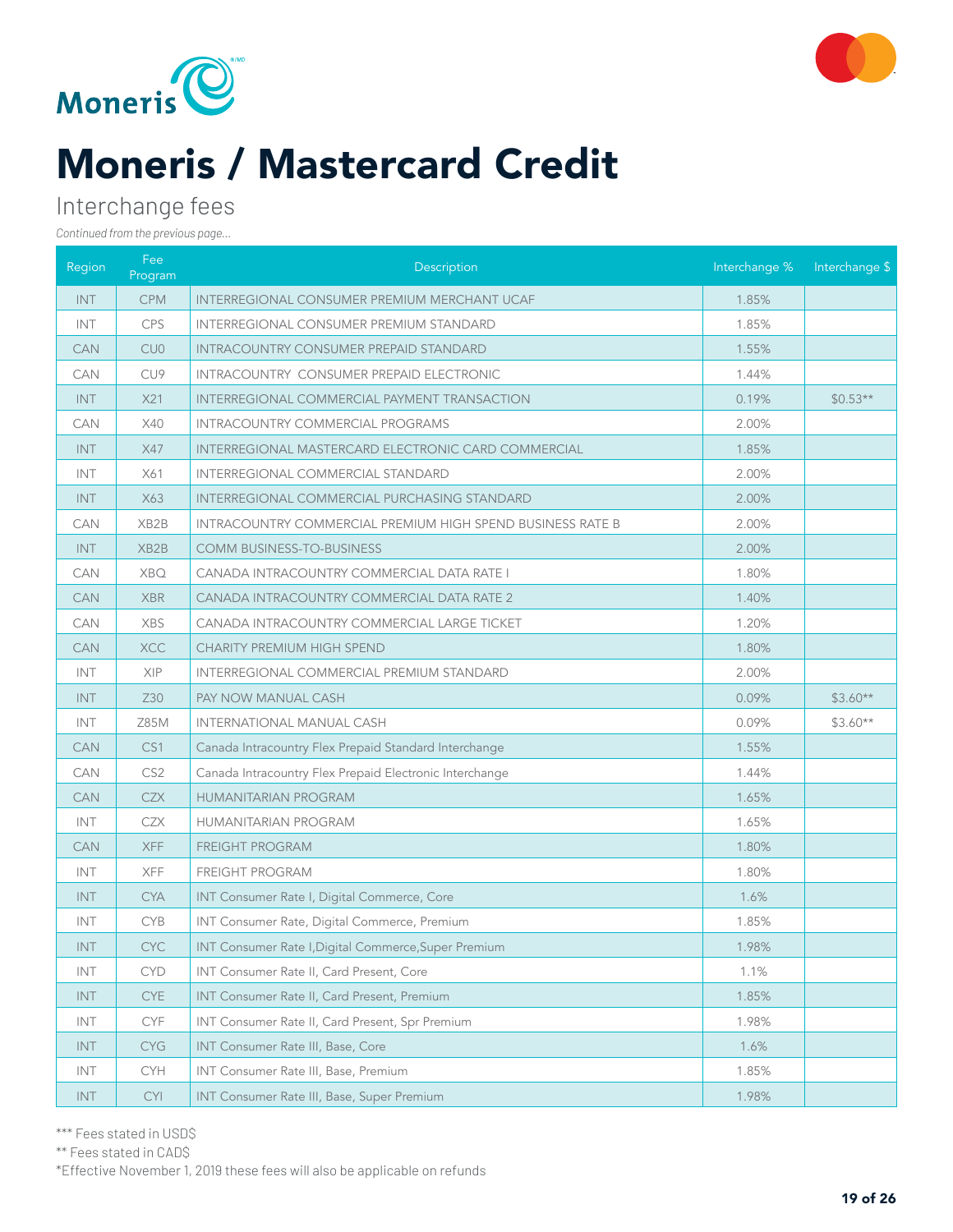# Moneris / Mastercard Credit

## Interchange fees

*Continued from the previous page...*

| Region | Fee Program | Description | Interchange % | Interchange $ |
|---|---|---|---|---|
| INT | CPM | INTERREGIONAL CONSUMER PREMIUM MERCHANT UCAF | 1.85% | |
| INT | CPS | INTERREGIONAL CONSUMER PREMIUM STANDARD | 1.85% | |
| CAN | CU0 | INTRACOUNTRY CONSUMER PREPAID STANDARD | 1.55% | |
| CAN | CU9 | INTRACOUNTRY CONSUMER PREPAID ELECTRONIC | 1.44% | |
| INT | X21 | INTERREGIONAL COMMERCIAL PAYMENT TRANSACTION | 0.19% | $0.53** |
| CAN | X40 | INTRACOUNTRY COMMERCIAL PROGRAMS | 2.00% | |
| INT | X47 | INTERREGIONAL MASTERCARD ELECTRONIC CARD COMMERCIAL | 1.85% | |
| INT | X61 | INTERREGIONAL COMMERCIAL STANDARD | 2.00% | |
| INT | X63 | INTERREGIONAL COMMERCIAL PURCHASING STANDARD | 2.00% | |
| CAN | XB2B | INTRACOUNTRY COMMERCIAL PREMIUM HIGH SPEND BUSINESS RATE B | 2.00% | |
| INT | XB2B | COMM BUSINESS-TO-BUSINESS | 2.00% | |
| CAN | XBQ | CANADA INTRACOUNTRY COMMERCIAL DATA RATE I | 1.80% | |
| CAN | XBR | CANADA INTRACOUNTRY COMMERCIAL DATA RATE 2 | 1.40% | |
| CAN | XBS | CANADA INTRACOUNTRY COMMERCIAL LARGE TICKET | 1.20% | |
| CAN | XCC | CHARITY PREMIUM HIGH SPEND | 1.80% | |
| INT | XIP | INTERREGIONAL COMMERCIAL PREMIUM STANDARD | 2.00% | |
| INT | Z30 | PAY NOW MANUAL CASH | 0.09% | $3.60** |
| INT | Z85M | INTERNATIONAL MANUAL CASH | 0.09% | $3.60** |
| CAN | CS1 | Canada Intracountry Flex Prepaid Standard Interchange | 1.55% | |
| CAN | CS2 | Canada Intracountry Flex Prepaid Electronic Interchange | 1.44% | |
| CAN | CZX | HUMANITARIAN PROGRAM | 1.65% | |
| INT | CZX | HUMANITARIAN PROGRAM | 1.65% | |
| CAN | XFF | FREIGHT PROGRAM | 1.80% | |
| INT | XFF | FREIGHT PROGRAM | 1.80% | |
| INT | CYA | INT Consumer Rate I, Digital Commerce, Core | 1.6% | |
| INT | CYB | INT Consumer Rate, Digital Commerce, Premium | 1.85% | |
| INT | CYC | INT Consumer Rate I,Digital Commerce,Super Premium | 1.98% | |
| INT | CYD | INT Consumer Rate II, Card Present, Core | 1.1% | |
| INT | CYE | INT Consumer Rate II, Card Present, Premium | 1.85% | |
| INT | CYF | INT Consumer Rate II, Card Present, Spr Premium | 1.98% | |
| INT | CYG | INT Consumer Rate III, Base, Core | 1.6% | |
| INT | CYH | INT Consumer Rate III, Base, Premium | 1.85% | |
| INT | CYI | INT Consumer Rate III, Base, Super Premium | 1.98% | |

*** Fees stated in USD$

** Fees stated in CAD$

*Effective November 1, 2019 these fees will also be applicable on refunds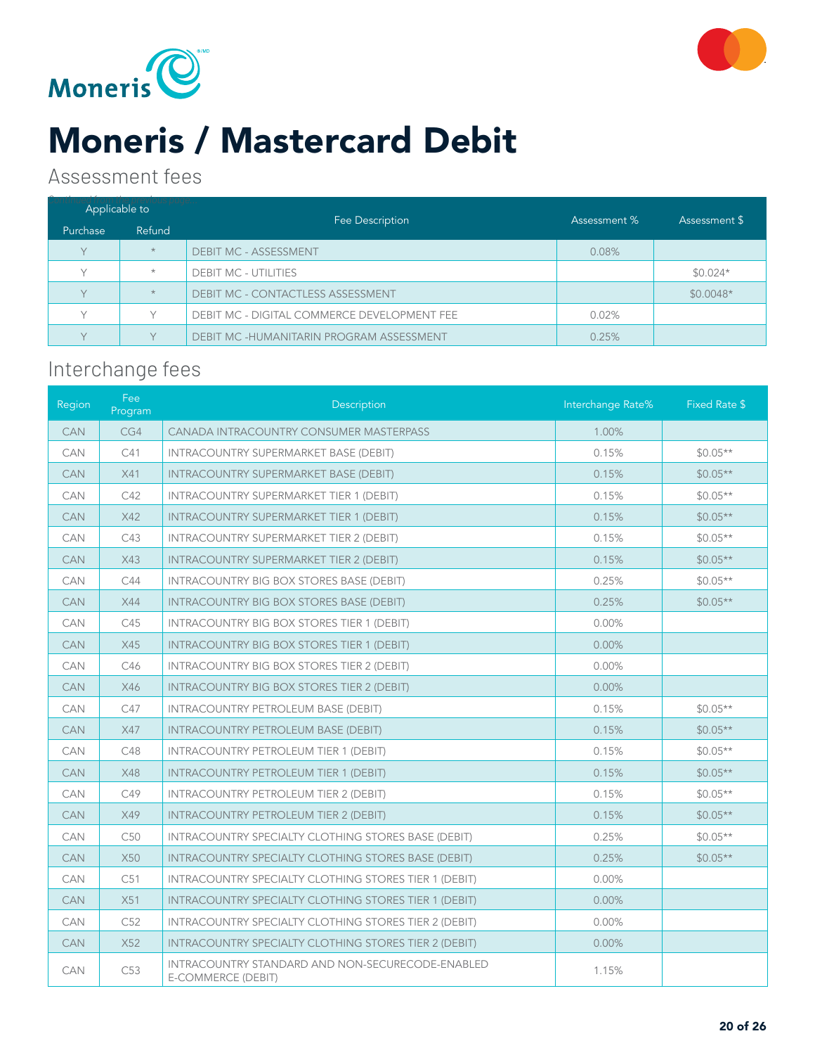# Moneris / Mastercard Debit

## Assessment fees

Continued from the previous page

| Applicable to | | Fee Description | Assessment % | Assessment $ |
|---|---|---|---|---|
| Purchase | Refund | | | |
| Y | * | DEBIT MC - ASSESSMENT | 0.08% | |
| Y | * | DEBIT MC - UTILITIES | | $0.024* |
| Y | * | DEBIT MC - CONTACTLESS ASSESSMENT | | $0.0048* |
| Y | Y | DEBIT MC - DIGITAL COMMERCE DEVELOPMENT FEE | 0.02% | |
| Y | Y | DEBIT MC -HUMANITARIN PROGRAM ASSESSMENT | 0.25% | |

## Interchange fees

| Region | Fee Program | Description | Interchange Rate% | Fixed Rate $ |
|---|---|---|---|---|
| CAN | CG4 | CANADA INTRACOUNTRY CONSUMER MASTERPASS | 1.00% | |
| CAN | C41 | INTRACOUNTRY SUPERMARKET BASE (DEBIT) | 0.15% | $0.05** |
| CAN | X41 | INTRACOUNTRY SUPERMARKET BASE (DEBIT) | 0.15% | $0.05** |
| CAN | C42 | INTRACOUNTRY SUPERMARKET TIER 1 (DEBIT) | 0.15% | $0.05** |
| CAN | X42 | INTRACOUNTRY SUPERMARKET TIER 1 (DEBIT) | 0.15% | $0.05** |
| CAN | C43 | INTRACOUNTRY SUPERMARKET TIER 2 (DEBIT) | 0.15% | $0.05** |
| CAN | X43 | INTRACOUNTRY SUPERMARKET TIER 2 (DEBIT) | 0.15% | $0.05** |
| CAN | C44 | INTRACOUNTRY BIG BOX STORES BASE (DEBIT) | 0.25% | $0.05** |
| CAN | X44 | INTRACOUNTRY BIG BOX STORES BASE (DEBIT) | 0.25% | $0.05** |
| CAN | C45 | INTRACOUNTRY BIG BOX STORES TIER 1 (DEBIT) | 0.00% | |
| CAN | X45 | INTRACOUNTRY BIG BOX STORES TIER 1 (DEBIT) | 0.00% | |
| CAN | C46 | INTRACOUNTRY BIG BOX STORES TIER 2 (DEBIT) | 0.00% | |
| CAN | X46 | INTRACOUNTRY BIG BOX STORES TIER 2 (DEBIT) | 0.00% | |
| CAN | C47 | INTRACOUNTRY PETROLEUM BASE (DEBIT) | 0.15% | $0.05** |
| CAN | X47 | INTRACOUNTRY PETROLEUM BASE (DEBIT) | 0.15% | $0.05** |
| CAN | C48 | INTRACOUNTRY PETROLEUM TIER 1 (DEBIT) | 0.15% | $0.05** |
| CAN | X48 | INTRACOUNTRY PETROLEUM TIER 1 (DEBIT) | 0.15% | $0.05** |
| CAN | C49 | INTRACOUNTRY PETROLEUM TIER 2 (DEBIT) | 0.15% | $0.05** |
| CAN | X49 | INTRACOUNTRY PETROLEUM TIER 2 (DEBIT) | 0.15% | $0.05** |
| CAN | C50 | INTRACOUNTRY SPECIALTY CLOTHING STORES BASE (DEBIT) | 0.25% | $0.05** |
| CAN | X50 | INTRACOUNTRY SPECIALTY CLOTHING STORES BASE (DEBIT) | 0.25% | $0.05** |
| CAN | C51 | INTRACOUNTRY SPECIALTY CLOTHING STORES TIER 1 (DEBIT) | 0.00% | |
| CAN | X51 | INTRACOUNTRY SPECIALTY CLOTHING STORES TIER 1 (DEBIT) | 0.00% | |
| CAN | C52 | INTRACOUNTRY SPECIALTY CLOTHING STORES TIER 2 (DEBIT) | 0.00% | |
| CAN | X52 | INTRACOUNTRY SPECIALTY CLOTHING STORES TIER 2 (DEBIT) | 0.00% | |
| CAN | C53 | INTRACOUNTRY STANDARD AND NON-SECURECODE-ENABLED E-COMMERCE (DEBIT) | 1.15% | |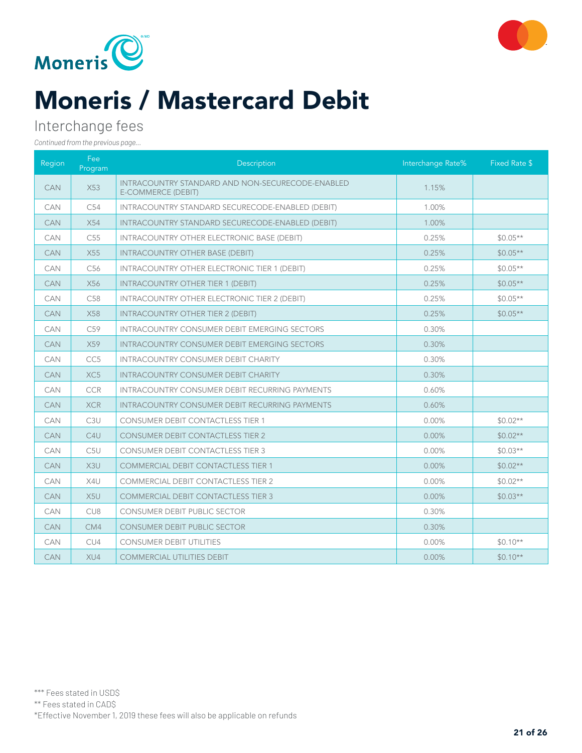# Moneris / Mastercard Debit

## Interchange fees

*Continued from the previous page...*

| Region | Fee Program | Description | Interchange Rate% | Fixed Rate $ |
|---|---|---|---|---|
| CAN | X53 | INTRACOUNTRY STANDARD AND NON-SECURECODE-ENABLED E-COMMERCE (DEBIT) | 1.15% | |
| CAN | C54 | INTRACOUNTRY STANDARD SECURECODE-ENABLED (DEBIT) | 1.00% | |
| CAN | X54 | INTRACOUNTRY STANDARD SECURECODE-ENABLED (DEBIT) | 1.00% | |
| CAN | C55 | INTRACOUNTRY OTHER ELECTRONIC BASE (DEBIT) | 0.25% | $0.05** |
| CAN | X55 | INTRACOUNTRY OTHER BASE (DEBIT) | 0.25% | $0.05** |
| CAN | C56 | INTRACOUNTRY OTHER ELECTRONIC TIER 1 (DEBIT) | 0.25% | $0.05** |
| CAN | X56 | INTRACOUNTRY OTHER TIER 1 (DEBIT) | 0.25% | $0.05** |
| CAN | C58 | INTRACOUNTRY OTHER ELECTRONIC TIER 2 (DEBIT) | 0.25% | $0.05** |
| CAN | X58 | INTRACOUNTRY OTHER TIER 2 (DEBIT) | 0.25% | $0.05** |
| CAN | C59 | INTRACOUNTRY CONSUMER DEBIT EMERGING SECTORS | 0.30% | |
| CAN | X59 | INTRACOUNTRY CONSUMER DEBIT EMERGING SECTORS | 0.30% | |
| CAN | CC5 | INTRACOUNTRY CONSUMER DEBIT CHARITY | 0.30% | |
| CAN | XC5 | INTRACOUNTRY CONSUMER DEBIT CHARITY | 0.30% | |
| CAN | CCR | INTRACOUNTRY CONSUMER DEBIT RECURRING PAYMENTS | 0.60% | |
| CAN | XCR | INTRACOUNTRY CONSUMER DEBIT RECURRING PAYMENTS | 0.60% | |
| CAN | C3U | CONSUMER DEBIT CONTACTLESS TIER 1 | 0.00% | $0.02** |
| CAN | C4U | CONSUMER DEBIT CONTACTLESS TIER 2 | 0.00% | $0.02** |
| CAN | C5U | CONSUMER DEBIT CONTACTLESS TIER 3 | 0.00% | $0.03** |
| CAN | X3U | COMMERCIAL DEBIT CONTACTLESS TIER 1 | 0.00% | $0.02** |
| CAN | X4U | COMMERCIAL DEBIT CONTACTLESS TIER 2 | 0.00% | $0.02** |
| CAN | X5U | COMMERCIAL DEBIT CONTACTLESS TIER 3 | 0.00% | $0.03** |
| CAN | CU8 | CONSUMER DEBIT PUBLIC SECTOR | 0.30% | |
| CAN | CM4 | CONSUMER DEBIT PUBLIC SECTOR | 0.30% | |
| CAN | CU4 | CONSUMER DEBIT UTILITIES | 0.00% | $0.10** |
| CAN | XU4 | COMMERCIAL UTILITIES DEBIT | 0.00% | $0.10** |

*** Fees stated in USD$

** Fees stated in CAD$

*Effective November 1, 2019 these fees will also be applicable on refunds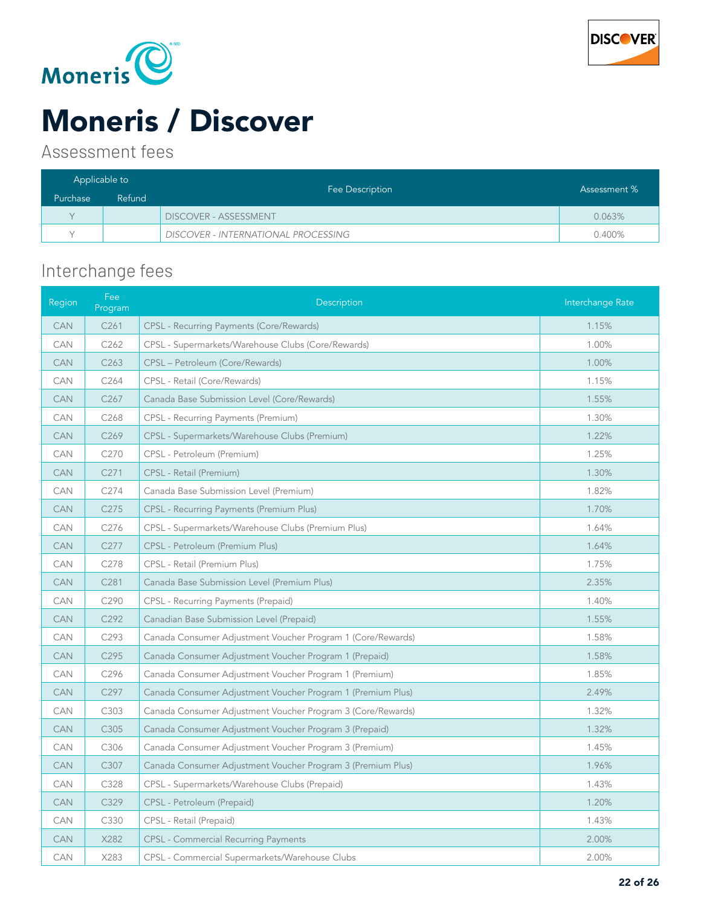# Moneris / Discover

## Assessment fees

| Applicable to | | Fee Description | Assessment % |
|---|---|---|---|
| Purchase | Refund | | |
| Y | | DISCOVER - ASSESSMENT | 0.063% |
| Y | | *DISCOVER - INTERNATIONAL PROCESSING* | 0.400% |

## Interchange fees

| Region | Fee Program | Description | Interchange Rate |
|---|---|---|---|
| CAN | C261 | CPSL - Recurring Payments (Core/Rewards) | 1.15% |
| CAN | C262 | CPSL - Supermarkets/Warehouse Clubs (Core/Rewards) | 1.00% |
| CAN | C263 | CPSL – Petroleum (Core/Rewards) | 1.00% |
| CAN | C264 | CPSL - Retail (Core/Rewards) | 1.15% |
| CAN | C267 | Canada Base Submission Level (Core/Rewards) | 1.55% |
| CAN | C268 | CPSL - Recurring Payments (Premium) | 1.30% |
| CAN | C269 | CPSL - Supermarkets/Warehouse Clubs (Premium) | 1.22% |
| CAN | C270 | CPSL - Petroleum (Premium) | 1.25% |
| CAN | C271 | CPSL - Retail (Premium) | 1.30% |
| CAN | C274 | Canada Base Submission Level (Premium) | 1.82% |
| CAN | C275 | CPSL - Recurring Payments (Premium Plus) | 1.70% |
| CAN | C276 | CPSL - Supermarkets/Warehouse Clubs (Premium Plus) | 1.64% |
| CAN | C277 | CPSL - Petroleum (Premium Plus) | 1.64% |
| CAN | C278 | CPSL - Retail (Premium Plus) | 1.75% |
| CAN | C281 | Canada Base Submission Level (Premium Plus) | 2.35% |
| CAN | C290 | CPSL - Recurring Payments (Prepaid) | 1.40% |
| CAN | C292 | Canadian Base Submission Level (Prepaid) | 1.55% |
| CAN | C293 | Canada Consumer Adjustment Voucher Program 1 (Core/Rewards) | 1.58% |
| CAN | C295 | Canada Consumer Adjustment Voucher Program 1 (Prepaid) | 1.58% |
| CAN | C296 | Canada Consumer Adjustment Voucher Program 1 (Premium) | 1.85% |
| CAN | C297 | Canada Consumer Adjustment Voucher Program 1 (Premium Plus) | 2.49% |
| CAN | C303 | Canada Consumer Adjustment Voucher Program 3 (Core/Rewards) | 1.32% |
| CAN | C305 | Canada Consumer Adjustment Voucher Program 3 (Prepaid) | 1.32% |
| CAN | C306 | Canada Consumer Adjustment Voucher Program 3 (Premium) | 1.45% |
| CAN | C307 | Canada Consumer Adjustment Voucher Program 3 (Premium Plus) | 1.96% |
| CAN | C328 | CPSL - Supermarkets/Warehouse Clubs (Prepaid) | 1.43% |
| CAN | C329 | CPSL - Petroleum (Prepaid) | 1.20% |
| CAN | C330 | CPSL - Retail (Prepaid) | 1.43% |
| CAN | X282 | CPSL - Commercial Recurring Payments | 2.00% |
| CAN | X283 | CPSL - Commercial Supermarkets/Warehouse Clubs | 2.00% |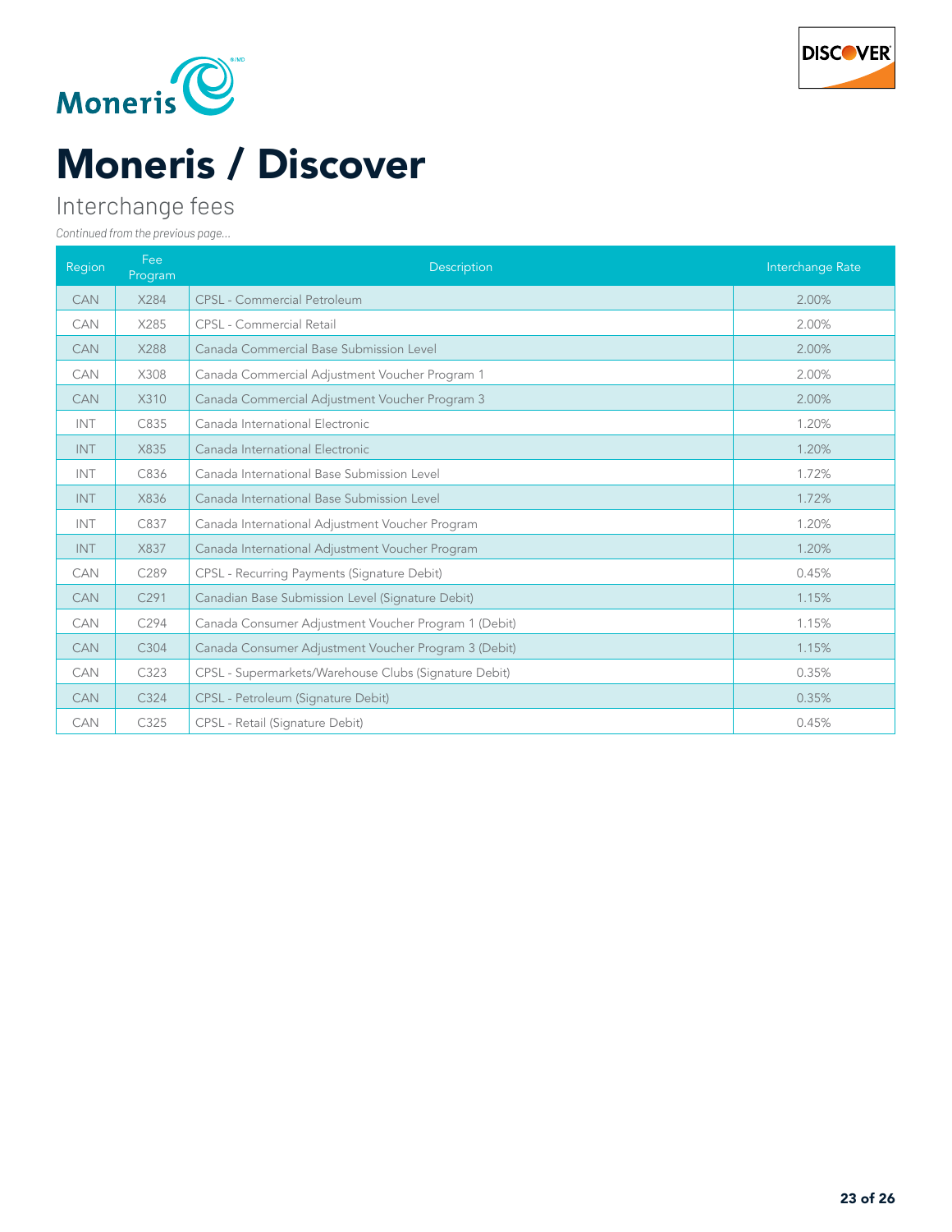# Moneris / Discover

## Interchange fees

*Continued from the previous page...*

| Region | Fee Program | Description | Interchange Rate |
|---|---|---|---|
| CAN | X284 | CPSL - Commercial Petroleum | 2.00% |
| CAN | X285 | CPSL - Commercial Retail | 2.00% |
| CAN | X288 | Canada Commercial Base Submission Level | 2.00% |
| CAN | X308 | Canada Commercial Adjustment Voucher Program 1 | 2.00% |
| CAN | X310 | Canada Commercial Adjustment Voucher Program 3 | 2.00% |
| INT | C835 | Canada International Electronic | 1.20% |
| INT | X835 | Canada International Electronic | 1.20% |
| INT | C836 | Canada International Base Submission Level | 1.72% |
| INT | X836 | Canada International Base Submission Level | 1.72% |
| INT | C837 | Canada International Adjustment Voucher Program | 1.20% |
| INT | X837 | Canada International Adjustment Voucher Program | 1.20% |
| CAN | C289 | CPSL - Recurring Payments (Signature Debit) | 0.45% |
| CAN | C291 | Canadian Base Submission Level (Signature Debit) | 1.15% |
| CAN | C294 | Canada Consumer Adjustment Voucher Program 1 (Debit) | 1.15% |
| CAN | C304 | Canada Consumer Adjustment Voucher Program 3 (Debit) | 1.15% |
| CAN | C323 | CPSL - Supermarkets/Warehouse Clubs (Signature Debit) | 0.35% |
| CAN | C324 | CPSL - Petroleum (Signature Debit) | 0.35% |
| CAN | C325 | CPSL - Retail (Signature Debit) | 0.45% |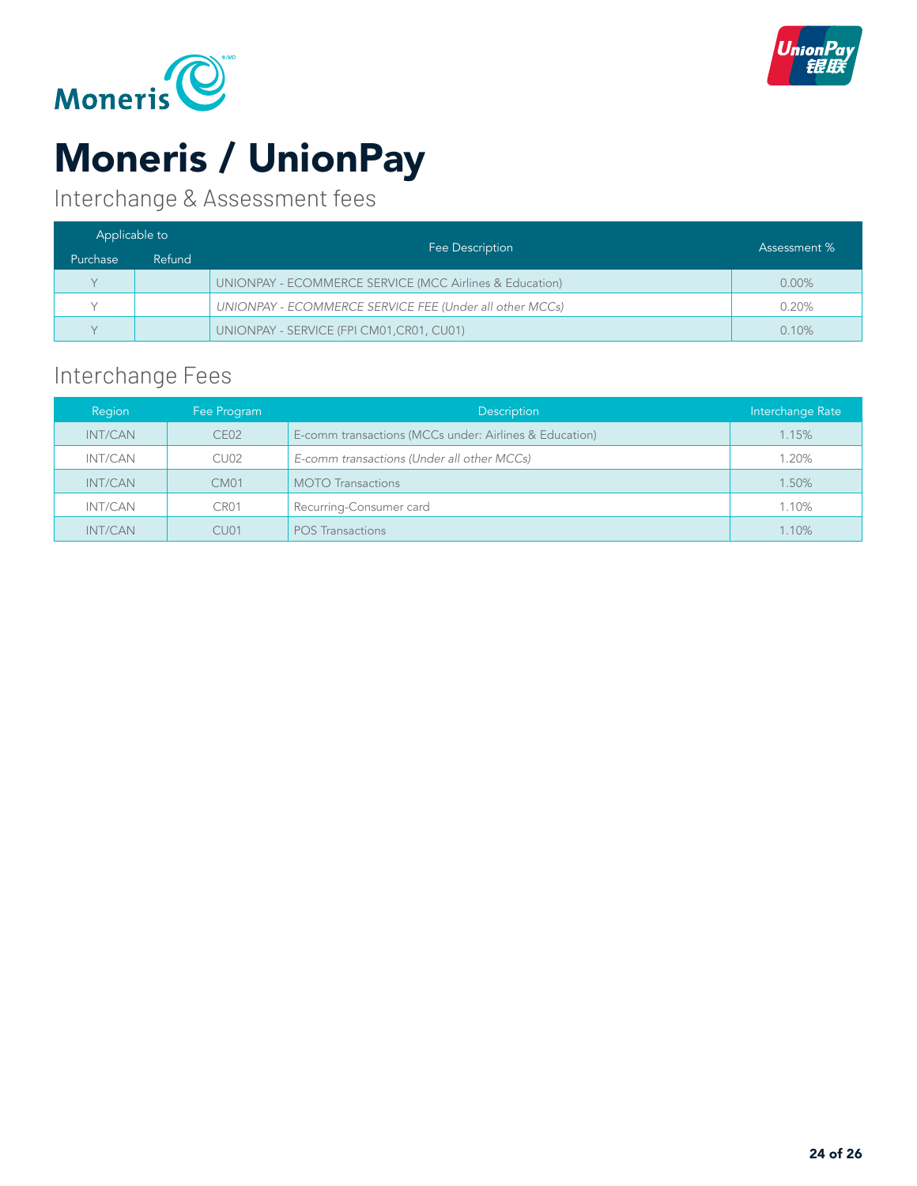# Moneris / UnionPay

## Interchange & Assessment fees

| Applicable to | | Fee Description | Assessment % |
|---|---|---|---|
| Purchase | Refund | | |
| Y | | UNIONPAY - ECOMMERCE SERVICE (MCC Airlines & Education) | 0.00% |
| Y | | *UNIONPAY - ECOMMERCE SERVICE FEE (Under all other MCCs)* | 0.20% |
| Y | | UNIONPAY - SERVICE (FPI CM01,CR01, CU01) | 0.10% |

## Interchange Fees

| Region | Fee Program | Description | Interchange Rate |
|---|---|---|---|
| INT/CAN | CE02 | E-comm transactions (MCCs under: Airlines & Education) | 1.15% |
| INT/CAN | CU02 | *E-comm transactions (Under all other MCCs)* | 1.20% |
| INT/CAN | CM01 | MOTO Transactions | 1.50% |
| INT/CAN | CR01 | Recurring-Consumer card | 1.10% |
| INT/CAN | CU01 | POS Transactions | 1.10% |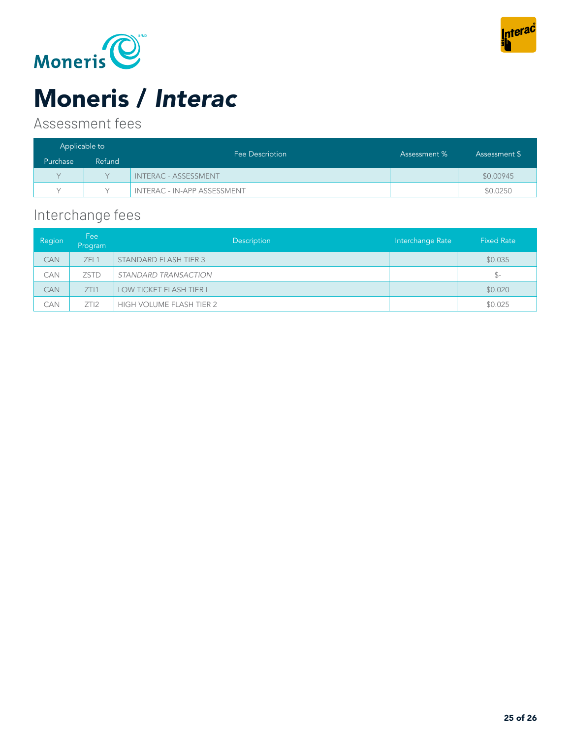# Moneris / *Interac*

## Assessment fees

| Applicable to | | Fee Description | Assessment % | Assessment $ |
|---|---|---|---|---|
| Purchase | Refund | | | |
| Y | Y | INTERAC - ASSESSMENT | | $0.00945 |
| Y | Y | INTERAC - IN-APP ASSESSMENT | | $0.0250 |

## Interchange fees

| Region | Fee Program | Description | Interchange Rate | Fixed Rate |
|---|---|---|---|---|
| CAN | ZFL1 | STANDARD FLASH TIER 3 | | $0.035 |
| CAN | ZSTD | *STANDARD TRANSACTION* | | $- |
| CAN | ZTI1 | LOW TICKET FLASH TIER I | | $0.020 |
| CAN | ZTI2 | HIGH VOLUME FLASH TIER 2 | | $0.025 |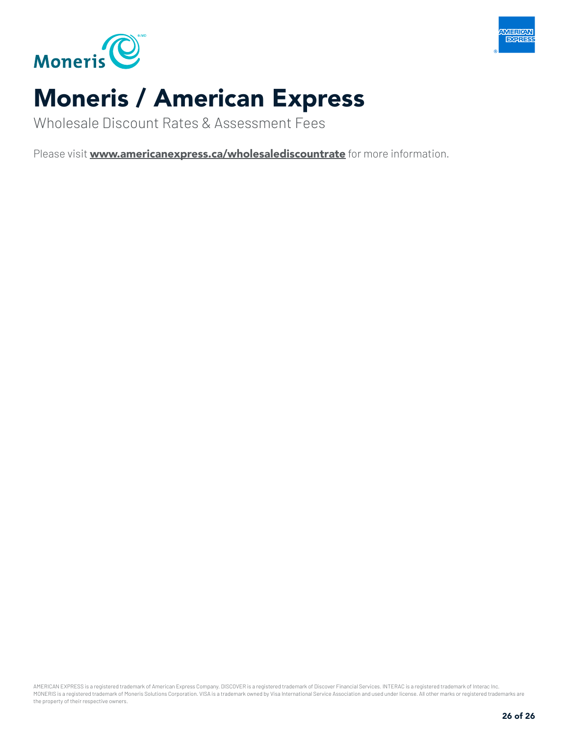# Moneris / American Express

Wholesale Discount Rates & Assessment Fees

Please visit **www.americanexpress.ca/wholesalediscountrate** for more information.

AMERICAN EXPRESS is a registered trademark of American Express Company. DISCOVER is a registered trademark of Discover Financial Services. INTERAC is a registered trademark of Interac Inc. MONERIS is a registered trademark of Moneris Solutions Corporation. VISA is a trademark owned by Visa International Service Association and used under license. All other marks or registered trademarks are the property of their respective owners.